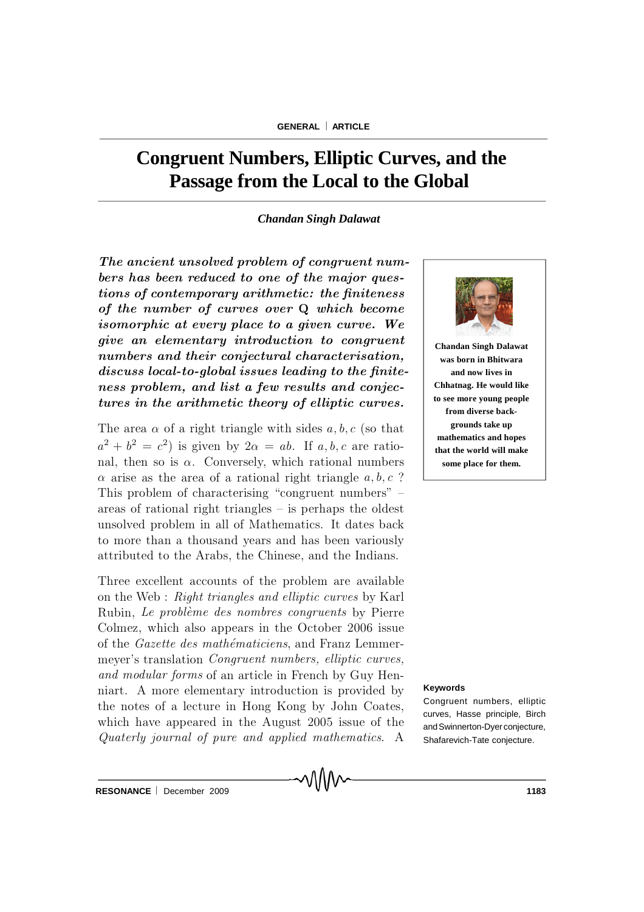# Congruent Numbers, Elliptic Curves, and the Passage from the Local to the Global

***Chandan Singh Dalawat***

***The ancient unsolved problem of congruent numbers has been reduced to one of the major questions of contemporary arithmetic: the finiteness of the number of curves over Q which become isomorphic at every place to a given curve. We give an elementary introduction to congruent numbers and their conjectural characterisation, discuss local-to-global issues leading to the finiteness problem, and list a few results and conjectures in the arithmetic theory of elliptic curves.***

The area $\alpha$ of a right triangle with sides $a, b, c$ (so that $a^2 + b^2 = c^2$) is given by $2\alpha = ab$. If $a, b, c$ are rational, then so is $\alpha$. Conversely, which rational numbers $\alpha$ arise as the area of a rational right triangle $a, b, c$ ? This problem of characterising "congruent numbers" – areas of rational right triangles – is perhaps the oldest unsolved problem in all of Mathematics. It dates back to more than a thousand years and has been variously attributed to the Arabs, the Chinese, and the Indians.

Three excellent accounts of the problem are available on the Web : *Right triangles and elliptic curves* by Karl Rubin, *Le problème des nombres congruents* by Pierre Colmez, which also appears in the October 2006 issue of the *Gazette des mathématiciens*, and Franz Lemmermeyer's translation *Congruent numbers, elliptic curves, and modular forms* of an article in French by Guy Henniart. A more elementary introduction is provided by the notes of a lecture in Hong Kong by John Coates, which have appeared in the August 2005 issue of the *Quaterly journal of pure and applied mathematics*. A

**Chandan Singh Dalawat was born in Bhitwara and now lives in Chhatnag. He would like to see more young people from diverse backgrounds take up mathematics and hopes that the world will make some place for them.**

**Keywords**

Congruent numbers, elliptic curves, Hasse principle, Birch and Swinnerton-Dyer conjecture, Shafarevich-Tate conjecture.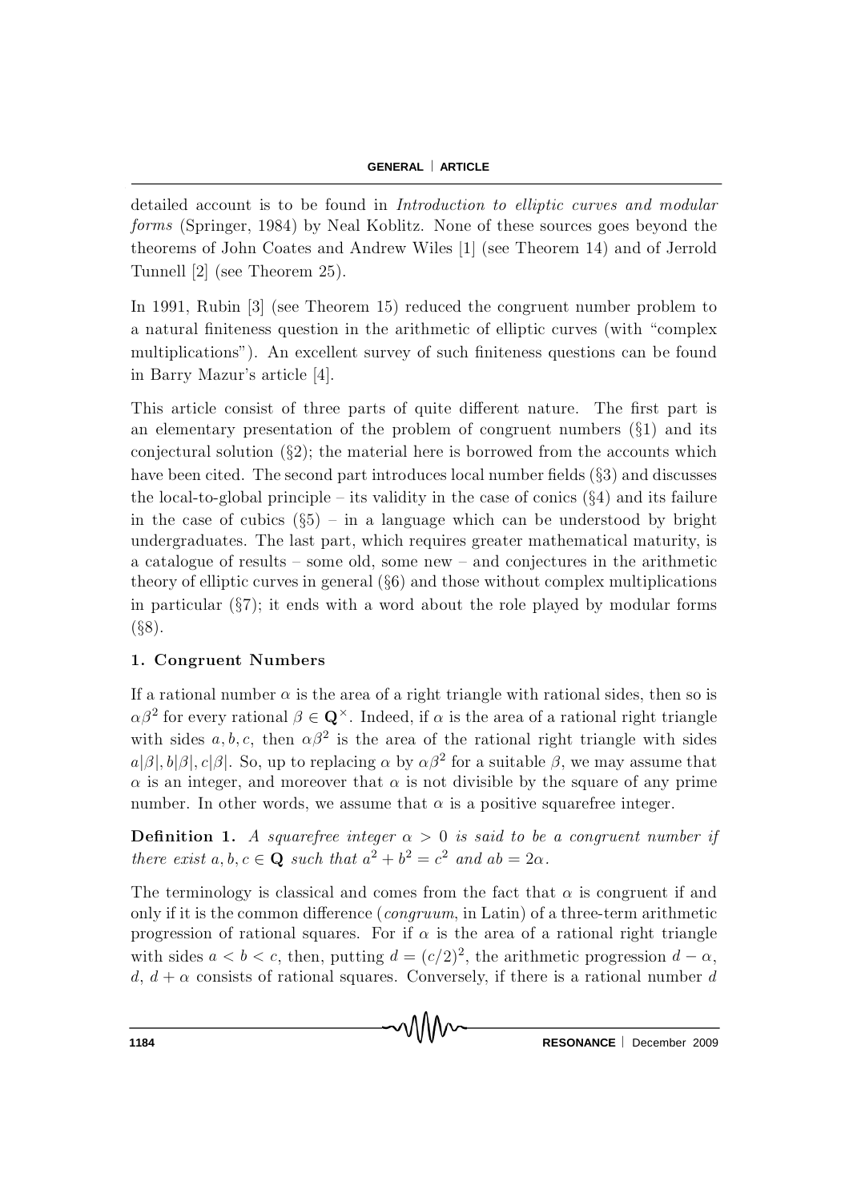detailed account is to be found in *Introduction to elliptic curves and modular forms* (Springer, 1984) by Neal Koblitz. None of these sources goes beyond the theorems of John Coates and Andrew Wiles [1] (see Theorem 14) and of Jerrold Tunnell [2] (see Theorem 25).

In 1991, Rubin [3] (see Theorem 15) reduced the congruent number problem to a natural finiteness question in the arithmetic of elliptic curves (with "complex multiplications"). An excellent survey of such finiteness questions can be found in Barry Mazur's article [4].

This article consist of three parts of quite different nature. The first part is an elementary presentation of the problem of congruent numbers (§1) and its conjectural solution (§2); the material here is borrowed from the accounts which have been cited. The second part introduces local number fields (§3) and discusses the local-to-global principle – its validity in the case of conics (§4) and its failure in the case of cubics (§5) – in a language which can be understood by bright undergraduates. The last part, which requires greater mathematical maturity, is a catalogue of results – some old, some new – and conjectures in the arithmetic theory of elliptic curves in general (§6) and those without complex multiplications in particular (§7); it ends with a word about the role played by modular forms (§8).

## 1. Congruent Numbers

If a rational number $\alpha$ is the area of a right triangle with rational sides, then so is $\alpha\beta^2$ for every rational $\beta \in \mathbf{Q}^{\times}$. Indeed, if $\alpha$ is the area of a rational right triangle with sides $a, b, c$, then $\alpha\beta^2$ is the area of the rational right triangle with sides $a|\beta|, b|\beta|, c|\beta|$. So, up to replacing $\alpha$ by $\alpha\beta^2$ for a suitable $\beta$, we may assume that $\alpha$ is an integer, and moreover that $\alpha$ is not divisible by the square of any prime number. In other words, we assume that $\alpha$ is a positive squarefree integer.

**Definition 1.** *A squarefree integer $\alpha > 0$ is said to be a congruent number if there exist $a, b, c \in \mathbf{Q}$ such that $a^2 + b^2 = c^2$ and $ab = 2\alpha$.*

The terminology is classical and comes from the fact that $\alpha$ is congruent if and only if it is the common difference (*congruum*, in Latin) of a three-term arithmetic progression of rational squares. For if $\alpha$ is the area of a rational right triangle with sides $a < b < c$, then, putting $d = (c/2)^2$, the arithmetic progression $d - \alpha$, $d$, $d + \alpha$ consists of rational squares. Conversely, if there is a rational number $d$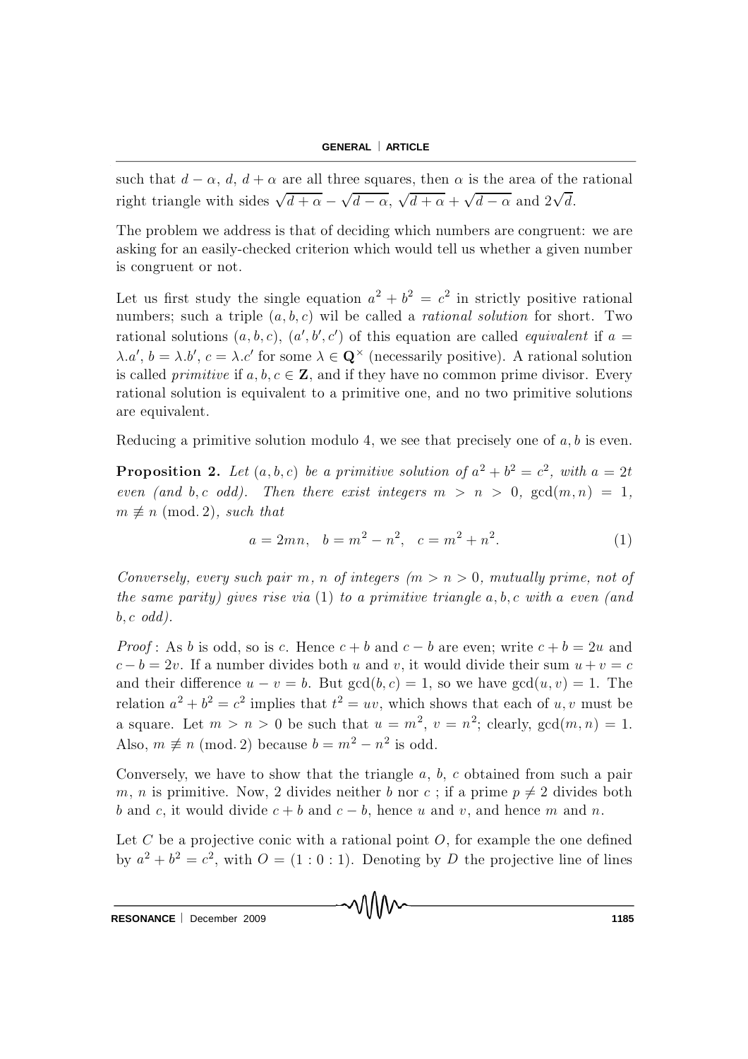such that $d-\alpha$, $d$, $d+\alpha$ are all three squares, then $\alpha$ is the area of the rational right triangle with sides $\sqrt{d+\alpha}-\sqrt{d-\alpha}$, $\sqrt{d+\alpha}+\sqrt{d-\alpha}$ and $2\sqrt{d}$.

The problem we address is that of deciding which numbers are congruent: we are asking for an easily-checked criterion which would tell us whether a given number is congruent or not.

Let us first study the single equation $a^2+b^2=c^2$ in strictly positive rational numbers; such a triple $(a,b,c)$ wil be called a *rational solution* for short. Two rational solutions $(a,b,c)$, $(a',b',c')$ of this equation are called *equivalent* if $a=\lambda.a'$, $b=\lambda.b'$, $c=\lambda.c'$ for some $\lambda\in\mathbf{Q}^\times$ (necessarily positive). A rational solution is called *primitive* if $a,b,c\in\mathbf{Z}$, and if they have no common prime divisor. Every rational solution is equivalent to a primitive one, and no two primitive solutions are equivalent.

Reducing a primitive solution modulo 4, we see that precisely one of $a,b$ is even.

**Proposition 2.** *Let $(a,b,c)$ be a primitive solution of $a^2+b^2=c^2$, with $a=2t$ even (and $b,c$ odd). Then there exist integers $m>n>0$, $\gcd(m,n)=1$, $m\not\equiv n \pmod{2}$, such that*

$$a=2mn,\quad b=m^2-n^2,\quad c=m^2+n^2. \tag{1}$$

*Conversely, every such pair $m$, $n$ of integers ($m>n>0$, mutually prime, not of the same parity) gives rise via (1) to a primitive triangle $a,b,c$ with $a$ even (and $b,c$ odd).*

*Proof*: As $b$ is odd, so is $c$. Hence $c+b$ and $c-b$ are even; write $c+b=2u$ and $c-b=2v$. If a number divides both $u$ and $v$, it would divide their sum $u+v=c$ and their difference $u-v=b$. But $\gcd(b,c)=1$, so we have $\gcd(u,v)=1$. The relation $a^2+b^2=c^2$ implies that $t^2=uv$, which shows that each of $u,v$ must be a square. Let $m>n>0$ be such that $u=m^2$, $v=n^2$; clearly, $\gcd(m,n)=1$. Also, $m\not\equiv n \pmod{2}$ because $b=m^2-n^2$ is odd.

Conversely, we have to show that the triangle $a$, $b$, $c$ obtained from such a pair $m$, $n$ is primitive. Now, 2 divides neither $b$ nor $c$ ; if a prime $p\neq 2$ divides both $b$ and $c$, it would divide $c+b$ and $c-b$, hence $u$ and $v$, and hence $m$ and $n$.

Let $C$ be a projective conic with a rational point $O$, for example the one defined by $a^2+b^2=c^2$, with $O=(1:0:1)$. Denoting by $D$ the projective line of lines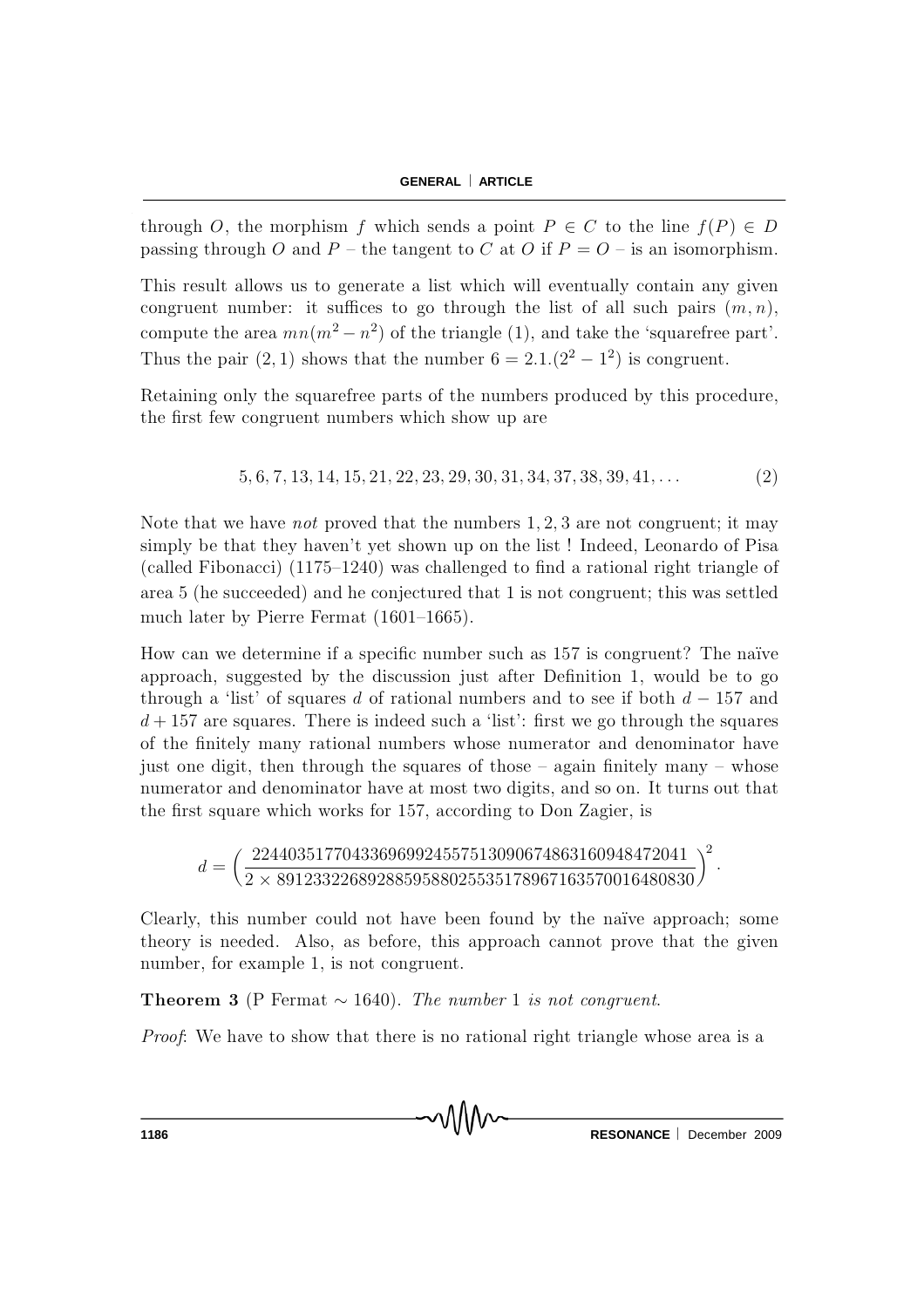through $O$, the morphism $f$ which sends a point $P \in C$ to the line $f(P) \in D$ passing through $O$ and $P$ – the tangent to $C$ at $O$ if $P = O$ – is an isomorphism.

This result allows us to generate a list which will eventually contain any given congruent number: it suffices to go through the list of all such pairs $(m, n)$, compute the area $mn(m^2 - n^2)$ of the triangle (1), and take the 'squarefree part'. Thus the pair $(2, 1)$ shows that the number $6 = 2.1.(2^2 - 1^2)$ is congruent.

Retaining only the squarefree parts of the numbers produced by this procedure, the first few congruent numbers which show up are

$$5, 6, 7, 13, 14, 15, 21, 22, 23, 29, 30, 31, 34, 37, 38, 39, 41, \ldots \tag{2}$$

Note that we have *not* proved that the numbers 1, 2, 3 are not congruent; it may simply be that they haven't yet shown up on the list ! Indeed, Leonardo of Pisa (called Fibonacci) (1175–1240) was challenged to find a rational right triangle of area 5 (he succeeded) and he conjectured that 1 is not congruent; this was settled much later by Pierre Fermat (1601–1665).

How can we determine if a specific number such as 157 is congruent? The naïve approach, suggested by the discussion just after Definition 1, would be to go through a 'list' of squares $d$ of rational numbers and to see if both $d - 157$ and $d + 157$ are squares. There is indeed such a 'list': first we go through the squares of the finitely many rational numbers whose numerator and denominator have just one digit, then through the squares of those – again finitely many – whose numerator and denominator have at most two digits, and so on. It turns out that the first square which works for 157, according to Don Zagier, is

$$d = \left( \frac{224403517704336969924557513090674863160948472041}{2 \times 8912332268928859588025535178967163570016480830} \right)^2.$$

Clearly, this number could not have been found by the naïve approach; some theory is needed. Also, as before, this approach cannot prove that the given number, for example 1, is not congruent.

**Theorem 3** (P Fermat $\sim 1640$). *The number* 1 *is not congruent*.

*Proof*: We have to show that there is no rational right triangle whose area is a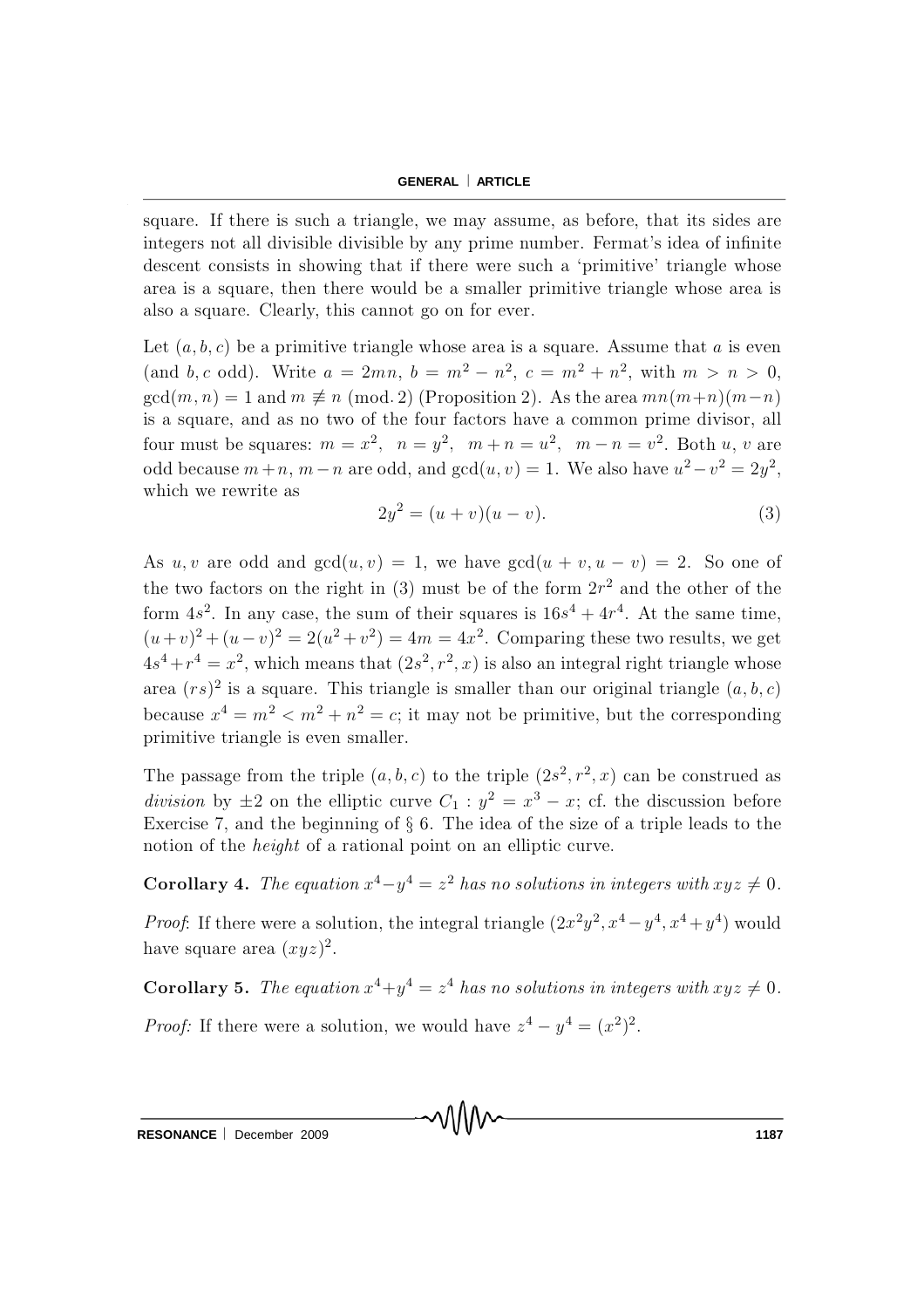square. If there is such a triangle, we may assume, as before, that its sides are integers not all divisible divisible by any prime number. Fermat's idea of infinite descent consists in showing that if there were such a 'primitive' triangle whose area is a square, then there would be a smaller primitive triangle whose area is also a square. Clearly, this cannot go on for ever.

Let $(a, b, c)$ be a primitive triangle whose area is a square. Assume that $a$ is even (and $b, c$ odd). Write $a = 2mn$, $b = m^2 - n^2$, $c = m^2 + n^2$, with $m > n > 0$, $\gcd(m, n) = 1$ and $m \not\equiv n \pmod{2}$ (Proposition 2). As the area $mn(m+n)(m-n)$ is a square, and as no two of the four factors have a common prime divisor, all four must be squares: $m = x^2$, $n = y^2$, $m + n = u^2$, $m - n = v^2$. Both $u$, $v$ are odd because $m+n$, $m-n$ are odd, and $\gcd(u, v) = 1$. We also have $u^2 - v^2 = 2y^2$, which we rewrite as

$$2y^2 = (u + v)(u - v). \tag{3}$$

As $u, v$ are odd and $\gcd(u, v) = 1$, we have $\gcd(u + v, u - v) = 2$. So one of the two factors on the right in (3) must be of the form $2r^2$ and the other of the form $4s^2$. In any case, the sum of their squares is $16s^4 + 4r^4$. At the same time, $(u+v)^2 + (u-v)^2 = 2(u^2 + v^2) = 4m = 4x^2$. Comparing these two results, we get $4s^4 + r^4 = x^2$, which means that $(2s^2, r^2, x)$ is also an integral right triangle whose area $(rs)^2$ is a square. This triangle is smaller than our original triangle $(a, b, c)$ because $x^4 = m^2 < m^2 + n^2 = c$; it may not be primitive, but the corresponding primitive triangle is even smaller.

The passage from the triple $(a, b, c)$ to the triple $(2s^2, r^2, x)$ can be construed as *division* by $\pm 2$ on the elliptic curve $C_1 : y^2 = x^3 - x$; cf. the discussion before Exercise 7, and the beginning of § 6. The idea of the size of a triple leads to the notion of the *height* of a rational point on an elliptic curve.

**Corollary 4.** *The equation $x^4 - y^4 = z^2$ has no solutions in integers with $xyz \neq 0$.*

*Proof*: If there were a solution, the integral triangle $(2x^2y^2, x^4 - y^4, x^4 + y^4)$ would have square area $(xyz)^2$.

**Corollary 5.** *The equation $x^4 + y^4 = z^4$ has no solutions in integers with $xyz \neq 0$.*

*Proof:* If there were a solution, we would have $z^4 - y^4 = (x^2)^2$.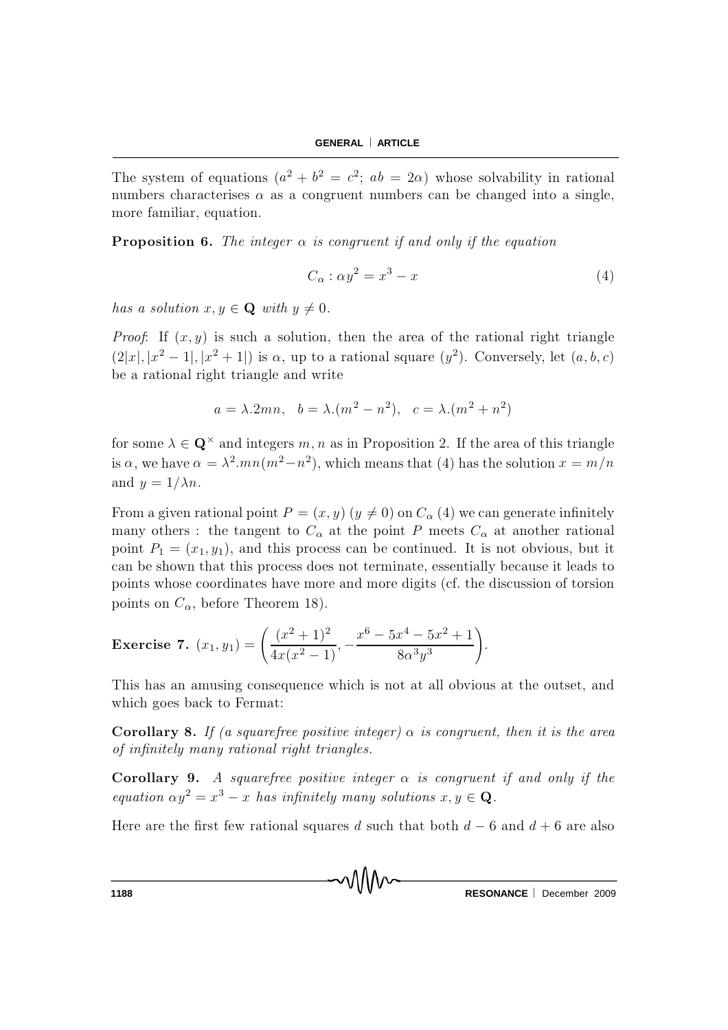The system of equations ($a^2 + b^2 = c^2$; $ab = 2\alpha$) whose solvability in rational numbers characterises $\alpha$ as a congruent numbers can be changed into a single, more familiar, equation.

**Proposition 6.** *The integer $\alpha$ is congruent if and only if the equation*

$$C_\alpha : \alpha y^2 = x^3 - x \tag{4}$$

*has a solution $x, y \in \mathbf{Q}$ with $y \neq 0$.*

*Proof*: If $(x, y)$ is such a solution, then the area of the rational right triangle $(2|x|, |x^2 - 1|, |x^2 + 1|)$ is $\alpha$, up to a rational square $(y^2)$. Conversely, let $(a, b, c)$ be a rational right triangle and write

$$a = \lambda.2mn, \quad b = \lambda.(m^2 - n^2), \quad c = \lambda.(m^2 + n^2)$$

for some $\lambda \in \mathbf{Q}^\times$ and integers $m, n$ as in Proposition 2. If the area of this triangle is $\alpha$, we have $\alpha = \lambda^2.mn(m^2 - n^2)$, which means that (4) has the solution $x = m/n$ and $y = 1/\lambda n$.

From a given rational point $P = (x, y)$ $(y \neq 0)$ on $C_\alpha$ (4) we can generate infinitely many others : the tangent to $C_\alpha$ at the point $P$ meets $C_\alpha$ at another rational point $P_1 = (x_1, y_1)$, and this process can be continued. It is not obvious, but it can be shown that this process does not terminate, essentially because it leads to points whose coordinates have more and more digits (cf. the discussion of torsion points on $C_\alpha$, before Theorem 18).

**Exercise 7.** $(x_1, y_1) = \left( \dfrac{(x^2+1)^2}{4x(x^2-1)}, -\dfrac{x^6 - 5x^4 - 5x^2 + 1}{8\alpha^3 y^3} \right)$.

This has an amusing consequence which is not at all obvious at the outset, and which goes back to Fermat:

**Corollary 8.** *If (a squarefree positive integer) $\alpha$ is congruent, then it is the area of infinitely many rational right triangles.*

**Corollary 9.** *A squarefree positive integer $\alpha$ is congruent if and only if the equation $\alpha y^2 = x^3 - x$ has infinitely many solutions $x, y \in \mathbf{Q}$.*

Here are the first few rational squares $d$ such that both $d - 6$ and $d + 6$ are also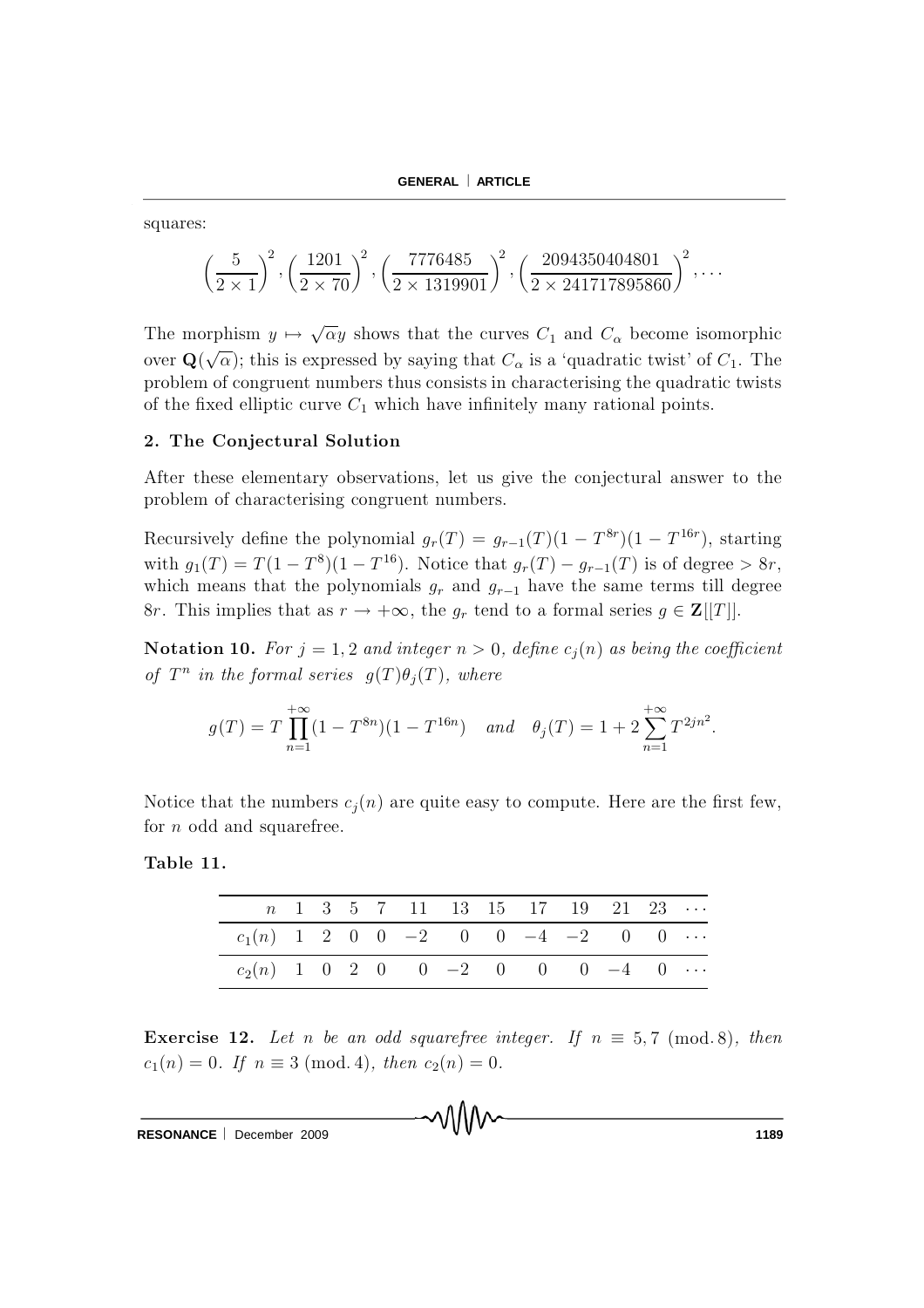squares:

$$\left(\frac{5}{2\times 1}\right)^2, \left(\frac{1201}{2\times 70}\right)^2, \left(\frac{7776485}{2\times 1319901}\right)^2, \left(\frac{2094350404801}{2\times 241717895860}\right)^2, \ldots$$

The morphism $y \mapsto \sqrt{\alpha}y$ shows that the curves $C_1$ and $C_\alpha$ become isomorphic over $\mathbf{Q}(\sqrt{\alpha})$; this is expressed by saying that $C_\alpha$ is a 'quadratic twist' of $C_1$. The problem of congruent numbers thus consists in characterising the quadratic twists of the fixed elliptic curve $C_1$ which have infinitely many rational points.

## 2. The Conjectural Solution

After these elementary observations, let us give the conjectural answer to the problem of characterising congruent numbers.

Recursively define the polynomial $g_r(T) = g_{r-1}(T)(1-T^{8r})(1-T^{16r})$, starting with $g_1(T) = T(1-T^8)(1-T^{16})$. Notice that $g_r(T) - g_{r-1}(T)$ is of degree $> 8r$, which means that the polynomials $g_r$ and $g_{r-1}$ have the same terms till degree $8r$. This implies that as $r \to +\infty$, the $g_r$ tend to a formal series $g \in \mathbf{Z}[[T]]$.

**Notation 10.** *For $j = 1, 2$ and integer $n > 0$, define $c_j(n)$ as being the coefficient of $T^n$ in the formal series $g(T)\theta_j(T)$, where*

$$g(T) = T\prod_{n=1}^{+\infty}(1-T^{8n})(1-T^{16n}) \quad and \quad \theta_j(T) = 1 + 2\sum_{n=1}^{+\infty} T^{2jn^2}.$$

Notice that the numbers $c_j(n)$ are quite easy to compute. Here are the first few, for $n$ odd and squarefree.

**Table 11.**

| $n$ | 1 | 3 | 5 | 7 | 11 | 13 | 15 | 17 | 19 | 21 | 23 | $\cdots$ |
|---|---|---|---|---|---|---|---|---|---|---|---|---|
| $c_1(n)$ | 1 | 2 | 0 | 0 | $-2$ | 0 | 0 | $-4$ | $-2$ | 0 | 0 | $\cdots$ |
| $c_2(n)$ | 1 | 0 | 2 | 0 | 0 | $-2$ | 0 | 0 | 0 | $-4$ | 0 | $\cdots$ |

**Exercise 12.** *Let $n$ be an odd squarefree integer. If $n \equiv 5, 7 \pmod{8}$, then $c_1(n) = 0$. If $n \equiv 3 \pmod{4}$, then $c_2(n) = 0$.*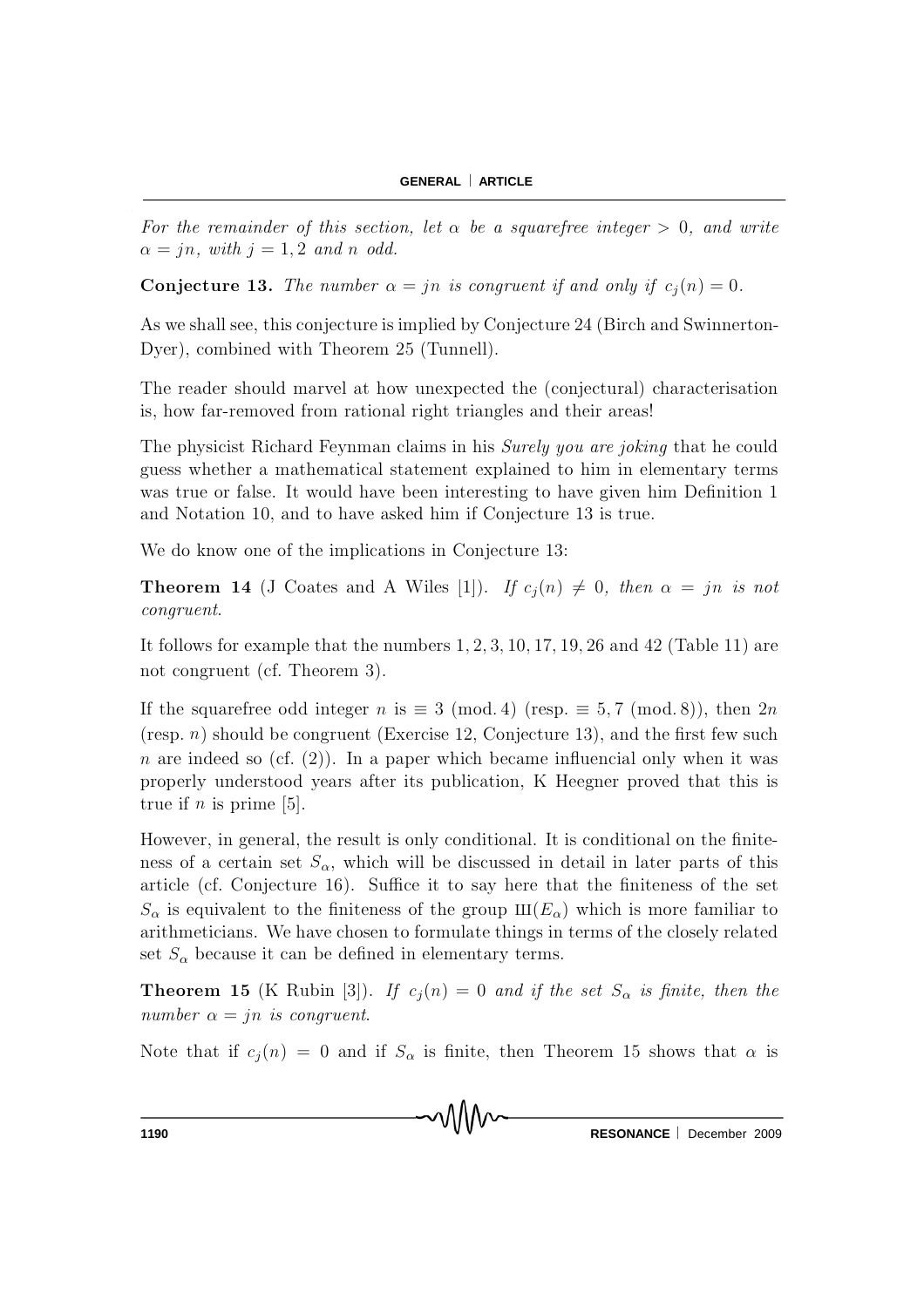*For the remainder of this section, let $\alpha$ be a squarefree integer $> 0$, and write $\alpha = jn$, with $j = 1, 2$ and $n$ odd.*

**Conjecture 13.** *The number $\alpha = jn$ is congruent if and only if $c_j(n) = 0$.*

As we shall see, this conjecture is implied by Conjecture 24 (Birch and Swinnerton-Dyer), combined with Theorem 25 (Tunnell).

The reader should marvel at how unexpected the (conjectural) characterisation is, how far-removed from rational right triangles and their areas!

The physicist Richard Feynman claims in his *Surely you are joking* that he could guess whether a mathematical statement explained to him in elementary terms was true or false. It would have been interesting to have given him Definition 1 and Notation 10, and to have asked him if Conjecture 13 is true.

We do know one of the implications in Conjecture 13:

**Theorem 14** (J Coates and A Wiles [1]). *If $c_j(n) \neq 0$, then $\alpha = jn$ is not congruent.*

It follows for example that the numbers 1, 2, 3, 10, 17, 19, 26 and 42 (Table 11) are not congruent (cf. Theorem 3).

If the squarefree odd integer $n$ is $\equiv 3 \pmod{4}$ (resp. $\equiv 5, 7 \pmod{8}$), then $2n$ (resp. $n$) should be congruent (Exercise 12, Conjecture 13), and the first few such $n$ are indeed so (cf. (2)). In a paper which became influencial only when it was properly understood years after its publication, K Heegner proved that this is true if $n$ is prime [5].

However, in general, the result is only conditional. It is conditional on the finiteness of a certain set $S_\alpha$, which will be discussed in detail in later parts of this article (cf. Conjecture 16). Suffice it to say here that the finiteness of the set $S_\alpha$ is equivalent to the finiteness of the group $Ш(E_\alpha)$ which is more familiar to arithmeticians. We have chosen to formulate things in terms of the closely related set $S_\alpha$ because it can be defined in elementary terms.

**Theorem 15** (K Rubin [3]). *If $c_j(n) = 0$ and if the set $S_\alpha$ is finite, then the number $\alpha = jn$ is congruent.*

Note that if $c_j(n) = 0$ and if $S_\alpha$ is finite, then Theorem 15 shows that $\alpha$ is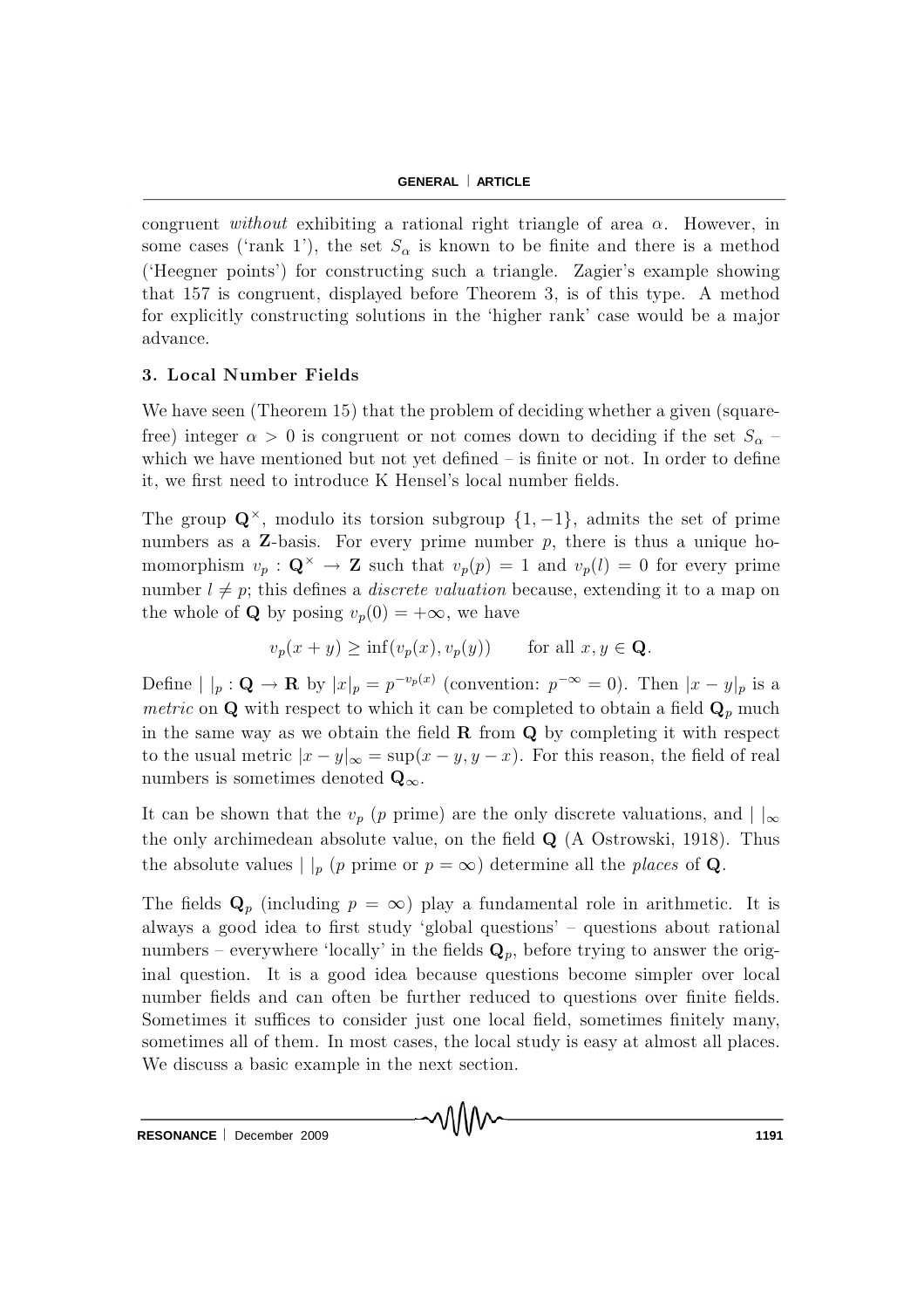congruent *without* exhibiting a rational right triangle of area $\alpha$. However, in some cases ('rank 1'), the set $S_\alpha$ is known to be finite and there is a method ('Heegner points') for constructing such a triangle. Zagier's example showing that 157 is congruent, displayed before Theorem 3, is of this type. A method for explicitly constructing solutions in the 'higher rank' case would be a major advance.

### 3. Local Number Fields

We have seen (Theorem 15) that the problem of deciding whether a given (square-free) integer $\alpha > 0$ is congruent or not comes down to deciding if the set $S_\alpha$ – which we have mentioned but not yet defined – is finite or not. In order to define it, we first need to introduce K Hensel's local number fields.

The group $\mathbf{Q}^\times$, modulo its torsion subgroup $\{1, -1\}$, admits the set of prime numbers as a $\mathbf{Z}$-basis. For every prime number $p$, there is thus a unique homomorphism $v_p : \mathbf{Q}^\times \to \mathbf{Z}$ such that $v_p(p) = 1$ and $v_p(l) = 0$ for every prime number $l \neq p$; this defines a *discrete valuation* because, extending it to a map on the whole of $\mathbf{Q}$ by posing $v_p(0) = +\infty$, we have

$$v_p(x+y) \geq \inf(v_p(x), v_p(y)) \qquad \text{for all } x, y \in \mathbf{Q}.$$

Define $|\ |_p : \mathbf{Q} \to \mathbf{R}$ by $|x|_p = p^{-v_p(x)}$ (convention: $p^{-\infty} = 0$). Then $|x - y|_p$ is a *metric* on $\mathbf{Q}$ with respect to which it can be completed to obtain a field $\mathbf{Q}_p$ much in the same way as we obtain the field $\mathbf{R}$ from $\mathbf{Q}$ by completing it with respect to the usual metric $|x - y|_\infty = \sup(x - y, y - x)$. For this reason, the field of real numbers is sometimes denoted $\mathbf{Q}_\infty$.

It can be shown that the $v_p$ ($p$ prime) are the only discrete valuations, and $|\ |_\infty$ the only archimedean absolute value, on the field $\mathbf{Q}$ (A Ostrowski, 1918). Thus the absolute values $|\ |_p$ ($p$ prime or $p = \infty$) determine all the *places* of $\mathbf{Q}$.

The fields $\mathbf{Q}_p$ (including $p = \infty$) play a fundamental role in arithmetic. It is always a good idea to first study 'global questions' – questions about rational numbers – everywhere 'locally' in the fields $\mathbf{Q}_p$, before trying to answer the original question. It is a good idea because questions become simpler over local number fields and can often be further reduced to questions over finite fields. Sometimes it suffices to consider just one local field, sometimes finitely many, sometimes all of them. In most cases, the local study is easy at almost all places. We discuss a basic example in the next section.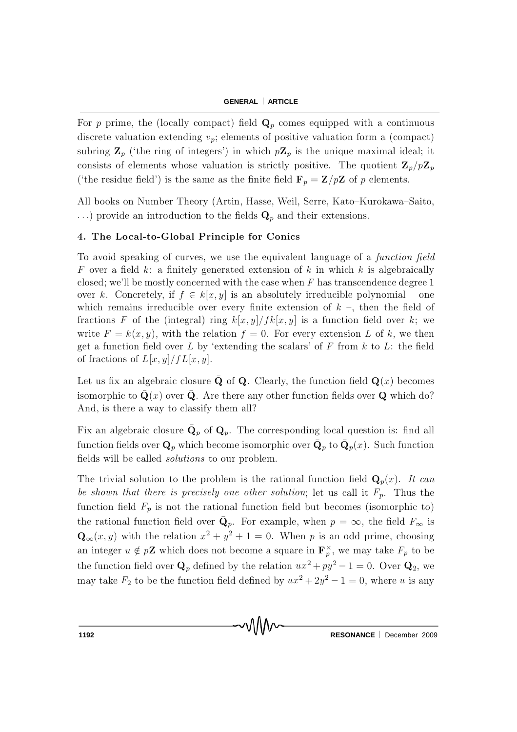For $p$ prime, the (locally compact) field $\mathbf{Q}_p$ comes equipped with a continuous discrete valuation extending $v_p$; elements of positive valuation form a (compact) subring $\mathbf{Z}_p$ ('the ring of integers') in which $p\mathbf{Z}_p$ is the unique maximal ideal; it consists of elements whose valuation is strictly positive. The quotient $\mathbf{Z}_p/p\mathbf{Z}_p$ ('the residue field') is the same as the finite field $\mathbf{F}_p = \mathbf{Z}/p\mathbf{Z}$ of $p$ elements.

All books on Number Theory (Artin, Hasse, Weil, Serre, Kato–Kurokawa–Saito, ...) provide an introduction to the fields $\mathbf{Q}_p$ and their extensions.

## 4. The Local-to-Global Principle for Conics

To avoid speaking of curves, we use the equivalent language of a *function field* $F$ over a field $k$: a finitely generated extension of $k$ in which $k$ is algebraically closed; we'll be mostly concerned with the case when $F$ has transcendence degree 1 over $k$. Concretely, if $f \in k[x, y]$ is an absolutely irreducible polynomial – one which remains irreducible over every finite extension of $k$ –, then the field of fractions $F$ of the (integral) ring $k[x, y]/fk[x, y]$ is a function field over $k$; we write $F = k(x, y)$, with the relation $f = 0$. For every extension $L$ of $k$, we then get a function field over $L$ by 'extending the scalars' of $F$ from $k$ to $L$: the field of fractions of $L[x, y]/fL[x, y]$.

Let us fix an algebraic closure $\bar{\mathbf{Q}}$ of $\mathbf{Q}$. Clearly, the function field $\mathbf{Q}(x)$ becomes isomorphic to $\bar{\mathbf{Q}}(x)$ over $\bar{\mathbf{Q}}$. Are there any other function fields over $\mathbf{Q}$ which do? And, is there a way to classify them all?

Fix an algebraic closure $\bar{\mathbf{Q}}_p$ of $\mathbf{Q}_p$. The corresponding local question is: find all function fields over $\mathbf{Q}_p$ which become isomorphic over $\bar{\mathbf{Q}}_p$ to $\bar{\mathbf{Q}}_p(x)$. Such function fields will be called *solutions* to our problem.

The trivial solution to the problem is the rational function field $\mathbf{Q}_p(x)$. *It can be shown that there is precisely one other solution*; let us call it $F_p$. Thus the function field $F_p$ is not the rational function field but becomes (isomorphic to) the rational function field over $\bar{\mathbf{Q}}_p$. For example, when $p = \infty$, the field $F_\infty$ is $\mathbf{Q}_\infty(x, y)$ with the relation $x^2 + y^2 + 1 = 0$. When $p$ is an odd prime, choosing an integer $u \notin p\mathbf{Z}$ which does not become a square in $\mathbf{F}_p^\times$, we may take $F_p$ to be the function field over $\mathbf{Q}_p$ defined by the relation $ux^2 + py^2 - 1 = 0$. Over $\mathbf{Q}_2$, we may take $F_2$ to be the function field defined by $ux^2 + 2y^2 - 1 = 0$, where $u$ is any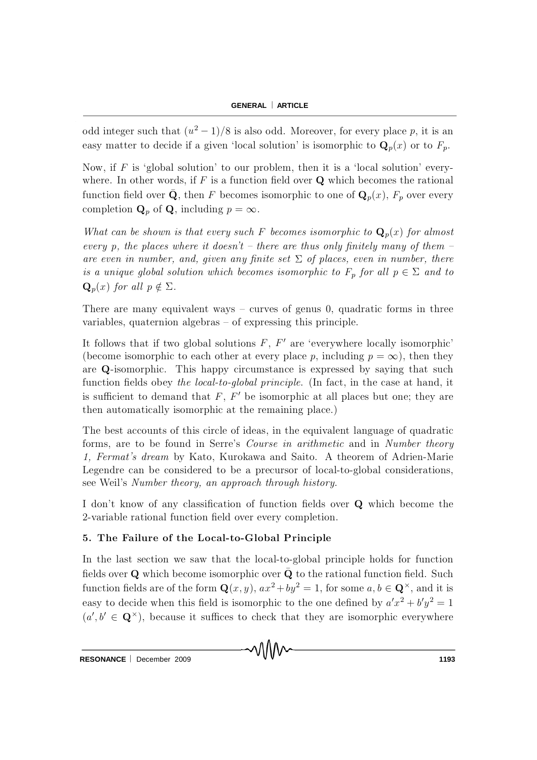odd integer such that $(u^2-1)/8$ is also odd. Moreover, for every place $p$, it is an easy matter to decide if a given 'local solution' is isomorphic to $\mathbf{Q}_p(x)$ or to $F_p$.

Now, if $F$ is 'global solution' to our problem, then it is a 'local solution' everywhere. In other words, if $F$ is a function field over $\mathbf{Q}$ which becomes the rational function field over $\bar{\mathbf{Q}}$, then $F$ becomes isomorphic to one of $\mathbf{Q}_p(x)$, $F_p$ over every completion $\mathbf{Q}_p$ of $\mathbf{Q}$, including $p=\infty$.

*What can be shown is that every such $F$ becomes isomorphic to $\mathbf{Q}_p(x)$ for almost every $p$, the places where it doesn't – there are thus only finitely many of them – are even in number, and, given any finite set $\Sigma$ of places, even in number, there is a unique global solution which becomes isomorphic to $F_p$ for all $p \in \Sigma$ and to $\mathbf{Q}_p(x)$ for all $p \notin \Sigma$.*

There are many equivalent ways – curves of genus 0, quadratic forms in three variables, quaternion algebras – of expressing this principle.

It follows that if two global solutions $F$, $F'$ are 'everywhere locally isomorphic' (become isomorphic to each other at every place $p$, including $p=\infty$), then they are $\mathbf{Q}$-isomorphic. This happy circumstance is expressed by saying that such function fields obey *the local-to-global principle*. (In fact, in the case at hand, it is sufficient to demand that $F$, $F'$ be isomorphic at all places but one; they are then automatically isomorphic at the remaining place.)

The best accounts of this circle of ideas, in the equivalent language of quadratic forms, are to be found in Serre's *Course in arithmetic* and in *Number theory 1, Fermat's dream* by Kato, Kurokawa and Saito. A theorem of Adrien-Marie Legendre can be considered to be a precursor of local-to-global considerations, see Weil's *Number theory, an approach through history*.

I don't know of any classification of function fields over $\mathbf{Q}$ which become the 2-variable rational function field over every completion.

## 5. The Failure of the Local-to-Global Principle

In the last section we saw that the local-to-global principle holds for function fields over $\mathbf{Q}$ which become isomorphic over $\bar{\mathbf{Q}}$ to the rational function field. Such function fields are of the form $\mathbf{Q}(x,y)$, $ax^2+by^2=1$, for some $a,b \in \mathbf{Q}^\times$, and it is easy to decide when this field is isomorphic to the one defined by $a'x^2+b'y^2=1$ ($a',b' \in \mathbf{Q}^\times$), because it suffices to check that they are isomorphic everywhere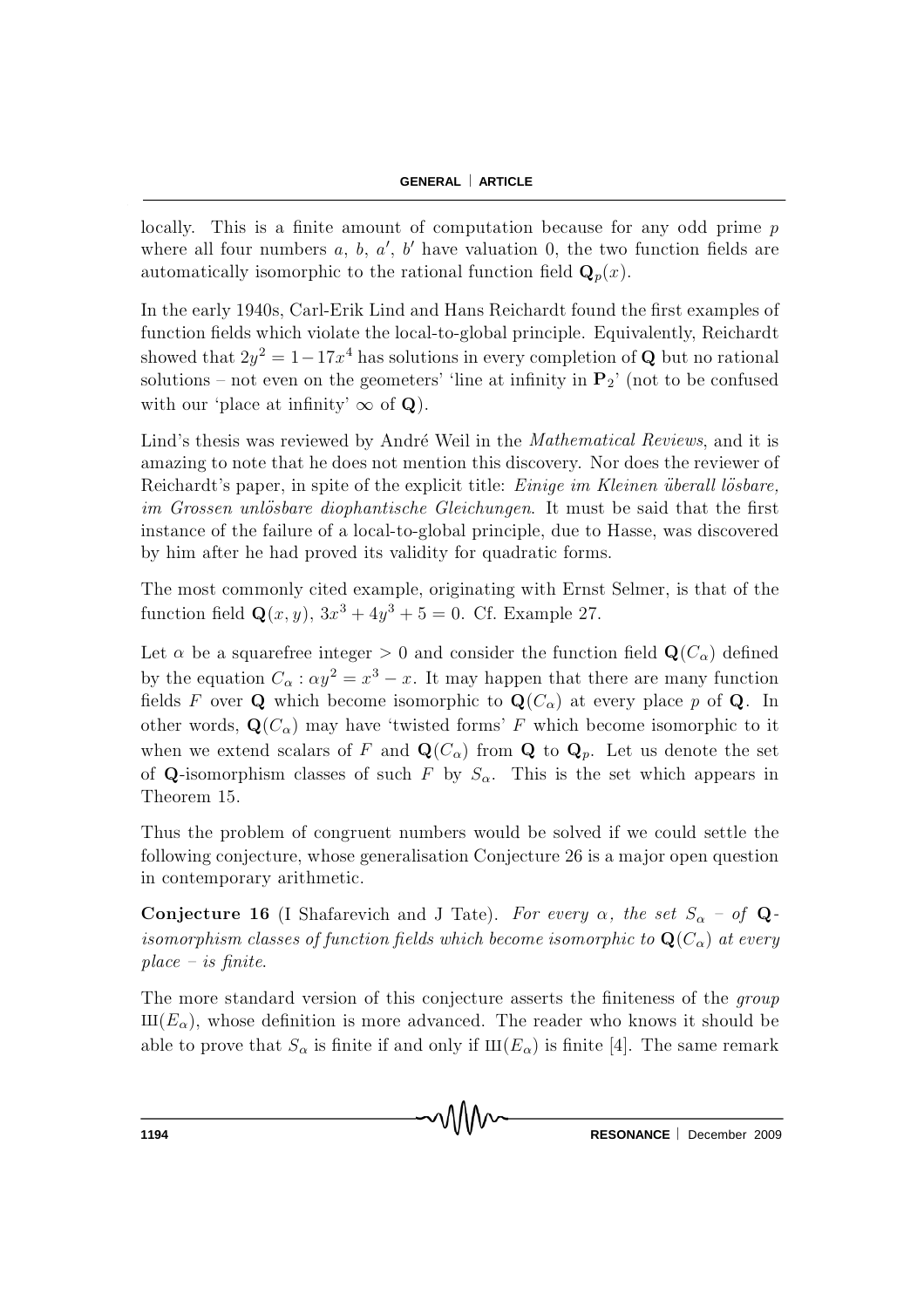locally. This is a finite amount of computation because for any odd prime $p$ where all four numbers $a$, $b$, $a'$, $b'$ have valuation 0, the two function fields are automatically isomorphic to the rational function field $\mathbf{Q}_p(x)$.

In the early 1940s, Carl-Erik Lind and Hans Reichardt found the first examples of function fields which violate the local-to-global principle. Equivalently, Reichardt showed that $2y^2 = 1 - 17x^4$ has solutions in every completion of $\mathbf{Q}$ but no rational solutions – not even on the geometers' 'line at infinity in $\mathbf{P}_2$' (not to be confused with our 'place at infinity' $\infty$ of $\mathbf{Q}$).

Lind's thesis was reviewed by André Weil in the *Mathematical Reviews*, and it is amazing to note that he does not mention this discovery. Nor does the reviewer of Reichardt's paper, in spite of the explicit title: *Einige im Kleinen überall lösbare, im Grossen unlösbare diophantische Gleichungen*. It must be said that the first instance of the failure of a local-to-global principle, due to Hasse, was discovered by him after he had proved its validity for quadratic forms.

The most commonly cited example, originating with Ernst Selmer, is that of the function field $\mathbf{Q}(x, y)$, $3x^3 + 4y^3 + 5 = 0$. Cf. Example 27.

Let $\alpha$ be a squarefree integer $> 0$ and consider the function field $\mathbf{Q}(C_\alpha)$ defined by the equation $C_\alpha : \alpha y^2 = x^3 - x$. It may happen that there are many function fields $F$ over $\mathbf{Q}$ which become isomorphic to $\mathbf{Q}(C_\alpha)$ at every place $p$ of $\mathbf{Q}$. In other words, $\mathbf{Q}(C_\alpha)$ may have 'twisted forms' $F$ which become isomorphic to it when we extend scalars of $F$ and $\mathbf{Q}(C_\alpha)$ from $\mathbf{Q}$ to $\mathbf{Q}_p$. Let us denote the set of $\mathbf{Q}$-isomorphism classes of such $F$ by $S_\alpha$. This is the set which appears in Theorem 15.

Thus the problem of congruent numbers would be solved if we could settle the following conjecture, whose generalisation Conjecture 26 is a major open question in contemporary arithmetic.

**Conjecture 16** (I Shafarevich and J Tate). *For every $\alpha$, the set $S_\alpha$ – of $\mathbf{Q}$-isomorphism classes of function fields which become isomorphic to $\mathbf{Q}(C_\alpha)$ at every place – is finite.*

The more standard version of this conjecture asserts the finiteness of the *group* $\text{Ш}(E_\alpha)$, whose definition is more advanced. The reader who knows it should be able to prove that $S_\alpha$ is finite if and only if $\text{Ш}(E_\alpha)$ is finite [4]. The same remark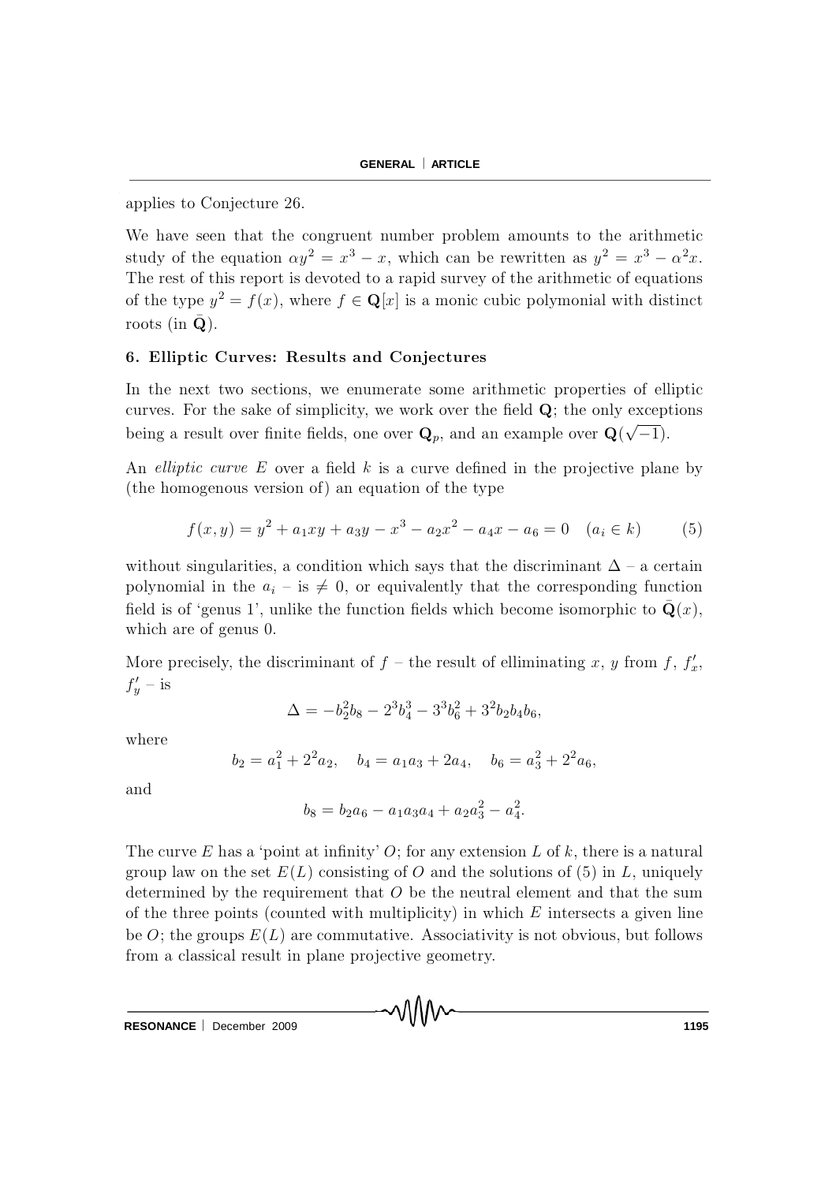applies to Conjecture 26.

We have seen that the congruent number problem amounts to the arithmetic study of the equation $\alpha y^2 = x^3 - x$, which can be rewritten as $y^2 = x^3 - \alpha^2 x$. The rest of this report is devoted to a rapid survey of the arithmetic of equations of the type $y^2 = f(x)$, where $f \in \mathbf{Q}[x]$ is a monic cubic polynomial with distinct roots (in $\bar{\mathbf{Q}}$).

## 6. Elliptic Curves: Results and Conjectures

In the next two sections, we enumerate some arithmetic properties of elliptic curves. For the sake of simplicity, we work over the field $\mathbf{Q}$; the only exceptions being a result over finite fields, one over $\mathbf{Q}_p$, and an example over $\mathbf{Q}(\sqrt{-1})$.

An *elliptic curve* $E$ over a field $k$ is a curve defined in the projective plane by (the homogenous version of) an equation of the type

$$f(x,y) = y^2 + a_1xy + a_3y - x^3 - a_2x^2 - a_4x - a_6 = 0 \quad (a_i \in k) \qquad (5)$$

without singularities, a condition which says that the discriminant $\Delta$ – a certain polynomial in the $a_i$ – is $\neq 0$, or equivalently that the corresponding function field is of 'genus 1', unlike the function fields which become isomorphic to $\bar{\mathbf{Q}}(x)$, which are of genus 0.

More precisely, the discriminant of $f$ – the result of elliminating $x$, $y$ from $f$, $f'_x$, $f'_y$ – is

$$\Delta = -b_2^2 b_8 - 2^3 b_4^3 - 3^3 b_6^2 + 3^2 b_2 b_4 b_6,$$

where

$$b_2 = a_1^2 + 2^2 a_2, \quad b_4 = a_1 a_3 + 2a_4, \quad b_6 = a_3^2 + 2^2 a_6,$$

and

$$b_8 = b_2 a_6 - a_1 a_3 a_4 + a_2 a_3^2 - a_4^2.$$

The curve $E$ has a 'point at infinity' $O$; for any extension $L$ of $k$, there is a natural group law on the set $E(L)$ consisting of $O$ and the solutions of (5) in $L$, uniquely determined by the requirement that $O$ be the neutral element and that the sum of the three points (counted with multiplicity) in which $E$ intersects a given line be $O$; the groups $E(L)$ are commutative. Associativity is not obvious, but follows from a classical result in plane projective geometry.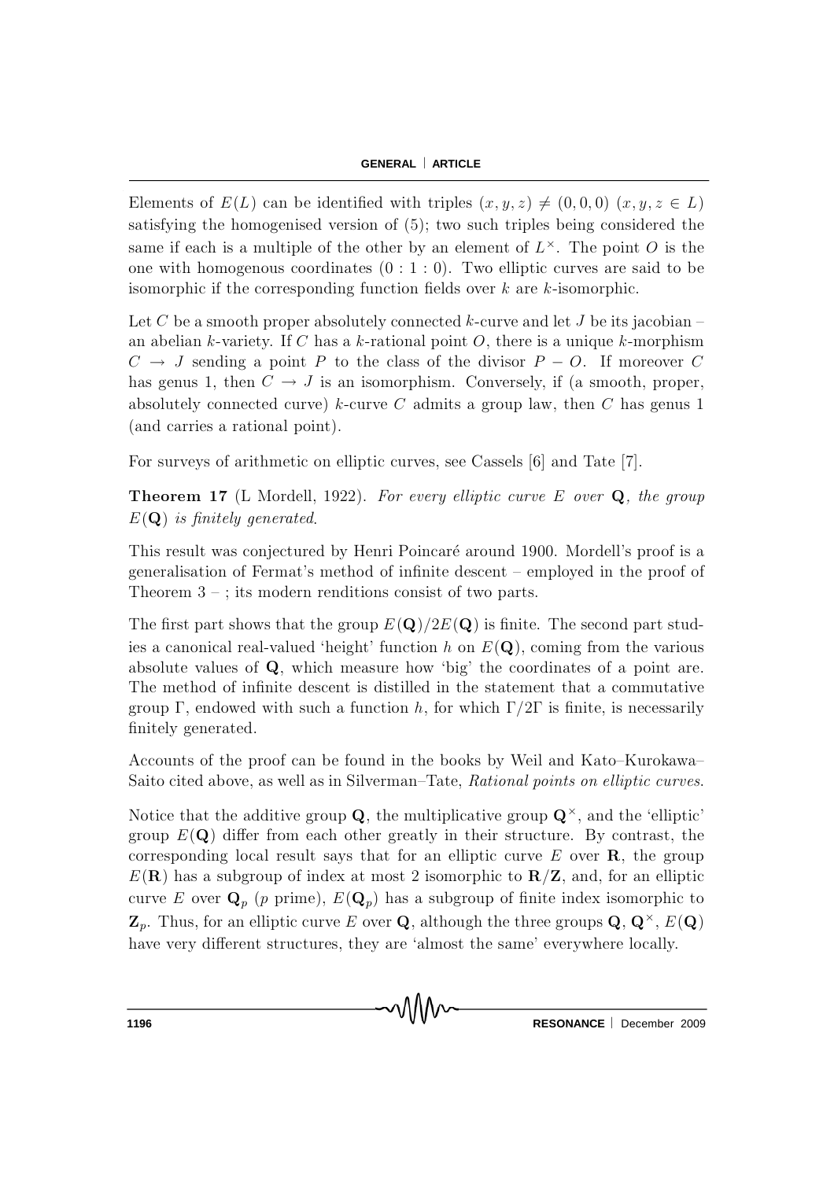Elements of $E(L)$ can be identified with triples $(x, y, z) \neq (0, 0, 0)$ $(x, y, z \in L)$ satisfying the homogenised version of (5); two such triples being considered the same if each is a multiple of the other by an element of $L^\times$. The point $O$ is the one with homogenous coordinates $(0 : 1 : 0)$. Two elliptic curves are said to be isomorphic if the corresponding function fields over $k$ are $k$-isomorphic.

Let $C$ be a smooth proper absolutely connected $k$-curve and let $J$ be its jacobian – an abelian $k$-variety. If $C$ has a $k$-rational point $O$, there is a unique $k$-morphism $C \to J$ sending a point $P$ to the class of the divisor $P - O$. If moreover $C$ has genus 1, then $C \to J$ is an isomorphism. Conversely, if (a smooth, proper, absolutely connected curve) $k$-curve $C$ admits a group law, then $C$ has genus 1 (and carries a rational point).

For surveys of arithmetic on elliptic curves, see Cassels [6] and Tate [7].

**Theorem 17** (L Mordell, 1922). *For every elliptic curve $E$ over $\mathbf{Q}$, the group $E(\mathbf{Q})$ is finitely generated.*

This result was conjectured by Henri Poincaré around 1900. Mordell's proof is a generalisation of Fermat's method of infinite descent – employed in the proof of Theorem 3 – ; its modern renditions consist of two parts.

The first part shows that the group $E(\mathbf{Q})/2E(\mathbf{Q})$ is finite. The second part studies a canonical real-valued 'height' function $h$ on $E(\mathbf{Q})$, coming from the various absolute values of $\mathbf{Q}$, which measure how 'big' the coordinates of a point are. The method of infinite descent is distilled in the statement that a commutative group $\Gamma$, endowed with such a function $h$, for which $\Gamma/2\Gamma$ is finite, is necessarily finitely generated.

Accounts of the proof can be found in the books by Weil and Kato–Kurokawa–Saito cited above, as well as in Silverman–Tate, *Rational points on elliptic curves*.

Notice that the additive group $\mathbf{Q}$, the multiplicative group $\mathbf{Q}^\times$, and the 'elliptic' group $E(\mathbf{Q})$ differ from each other greatly in their structure. By contrast, the corresponding local result says that for an elliptic curve $E$ over $\mathbf{R}$, the group $E(\mathbf{R})$ has a subgroup of index at most 2 isomorphic to $\mathbf{R}/\mathbf{Z}$, and, for an elliptic curve $E$ over $\mathbf{Q}_p$ ($p$ prime), $E(\mathbf{Q}_p)$ has a subgroup of finite index isomorphic to $\mathbf{Z}_p$. Thus, for an elliptic curve $E$ over $\mathbf{Q}$, although the three groups $\mathbf{Q}$, $\mathbf{Q}^\times$, $E(\mathbf{Q})$ have very different structures, they are 'almost the same' everywhere locally.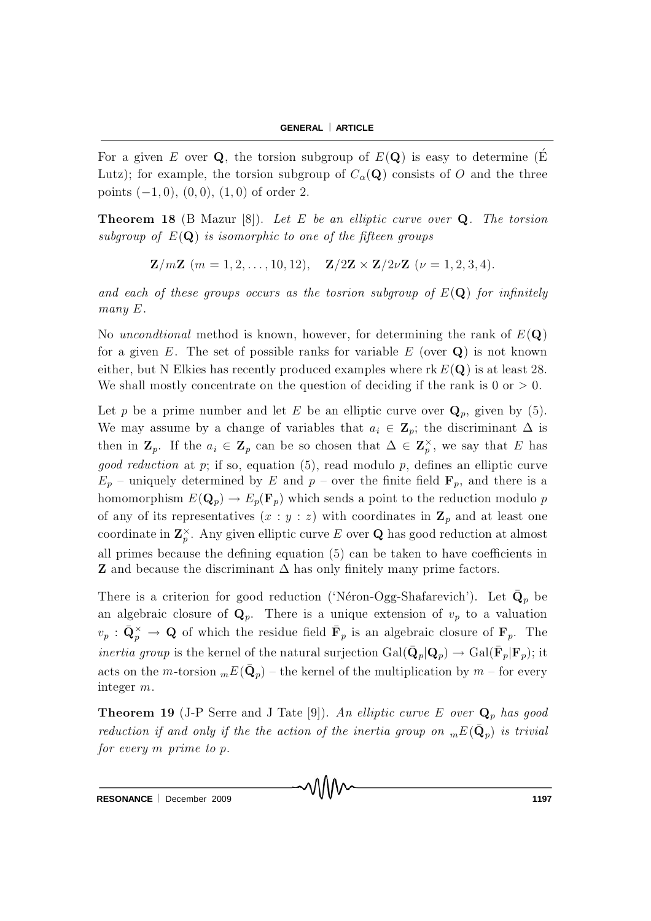For a given $E$ over $\mathbf{Q}$, the torsion subgroup of $E(\mathbf{Q})$ is easy to determine (É Lutz); for example, the torsion subgroup of $C_\alpha(\mathbf{Q})$ consists of $O$ and the three points $(-1,0)$, $(0,0)$, $(1,0)$ of order 2.

**Theorem 18** (B Mazur [8]). *Let $E$ be an elliptic curve over $\mathbf{Q}$. The torsion subgroup of $E(\mathbf{Q})$ is isomorphic to one of the fifteen groups*

$$\mathbf{Z}/m\mathbf{Z}\ (m = 1, 2, \ldots, 10, 12), \quad \mathbf{Z}/2\mathbf{Z} \times \mathbf{Z}/2\nu\mathbf{Z}\ (\nu = 1, 2, 3, 4).$$

*and each of these groups occurs as the tosrion subgroup of $E(\mathbf{Q})$ for infinitely many $E$.*

No *uncondtional* method is known, however, for determining the rank of $E(\mathbf{Q})$ for a given $E$. The set of possible ranks for variable $E$ (over $\mathbf{Q}$) is not known either, but N Elkies has recently produced examples where $\operatorname{rk} E(\mathbf{Q})$ is at least 28. We shall mostly concentrate on the question of deciding if the rank is 0 or $> 0$.

Let $p$ be a prime number and let $E$ be an elliptic curve over $\mathbf{Q}_p$, given by (5). We may assume by a change of variables that $a_i \in \mathbf{Z}_p$; the discriminant $\Delta$ is then in $\mathbf{Z}_p$. If the $a_i \in \mathbf{Z}_p$ can be so chosen that $\Delta \in \mathbf{Z}_p^\times$, we say that $E$ has *good reduction* at $p$; if so, equation (5), read modulo $p$, defines an elliptic curve $E_p$ – uniquely determined by $E$ and $p$ – over the finite field $\mathbf{F}_p$, and there is a homomorphism $E(\mathbf{Q}_p) \to E_p(\mathbf{F}_p)$ which sends a point to the reduction modulo $p$ of any of its representatives $(x : y : z)$ with coordinates in $\mathbf{Z}_p$ and at least one coordinate in $\mathbf{Z}_p^\times$. Any given elliptic curve $E$ over $\mathbf{Q}$ has good reduction at almost all primes because the defining equation (5) can be taken to have coefficients in $\mathbf{Z}$ and because the discriminant $\Delta$ has only finitely many prime factors.

There is a criterion for good reduction ('Néron-Ogg-Shafarevich'). Let $\bar{\mathbf{Q}}_p$ be an algebraic closure of $\mathbf{Q}_p$. There is a unique extension of $v_p$ to a valuation $v_p : \bar{\mathbf{Q}}_p^\times \to \mathbf{Q}$ of which the residue field $\bar{\mathbf{F}}_p$ is an algebraic closure of $\mathbf{F}_p$. The *inertia group* is the kernel of the natural surjection $\operatorname{Gal}(\bar{\mathbf{Q}}_p|\mathbf{Q}_p) \to \operatorname{Gal}(\bar{\mathbf{F}}_p|\mathbf{F}_p)$; it acts on the $m$-torsion ${}_mE(\bar{\mathbf{Q}}_p)$ – the kernel of the multiplication by $m$ – for every integer $m$.

**Theorem 19** (J-P Serre and J Tate [9]). *An elliptic curve $E$ over $\mathbf{Q}_p$ has good reduction if and only if the the action of the inertia group on ${}_mE(\bar{\mathbf{Q}}_p)$ is trivial for every $m$ prime to $p$.*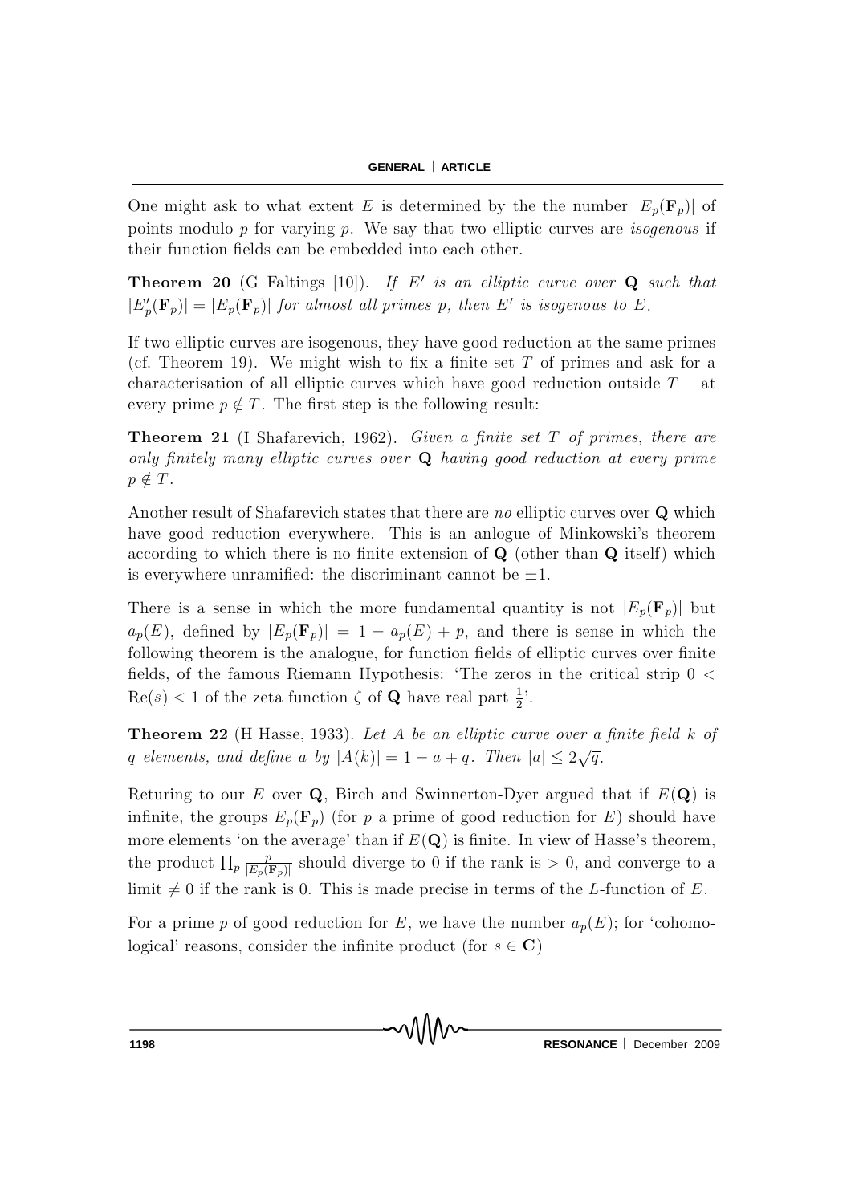One might ask to what extent $E$ is determined by the the number $|E_p(\mathbf{F}_p)|$ of points modulo $p$ for varying $p$. We say that two elliptic curves are *isogenous* if their function fields can be embedded into each other.

**Theorem 20** (G Faltings [10]). *If $E'$ is an elliptic curve over $\mathbf{Q}$ such that $|E'_p(\mathbf{F}_p)| = |E_p(\mathbf{F}_p)|$ for almost all primes $p$, then $E'$ is isogenous to $E$.*

If two elliptic curves are isogenous, they have good reduction at the same primes (cf. Theorem 19). We might wish to fix a finite set $T$ of primes and ask for a characterisation of all elliptic curves which have good reduction outside $T$ – at every prime $p \notin T$. The first step is the following result:

**Theorem 21** (I Shafarevich, 1962). *Given a finite set $T$ of primes, there are only finitely many elliptic curves over $\mathbf{Q}$ having good reduction at every prime $p \notin T$.*

Another result of Shafarevich states that there are *no* elliptic curves over $\mathbf{Q}$ which have good reduction everywhere. This is an anlogue of Minkowski's theorem according to which there is no finite extension of $\mathbf{Q}$ (other than $\mathbf{Q}$ itself) which is everywhere unramified: the discriminant cannot be $\pm 1$.

There is a sense in which the more fundamental quantity is not $|E_p(\mathbf{F}_p)|$ but $a_p(E)$, defined by $|E_p(\mathbf{F}_p)| = 1 - a_p(E) + p$, and there is sense in which the following theorem is the analogue, for function fields of elliptic curves over finite fields, of the famous Riemann Hypothesis: 'The zeros in the critical strip $0 < \mathrm{Re}(s) < 1$ of the zeta function $\zeta$ of $\mathbf{Q}$ have real part $\frac{1}{2}$'.

**Theorem 22** (H Hasse, 1933). *Let $A$ be an elliptic curve over a finite field $k$ of $q$ elements, and define $a$ by $|A(k)| = 1 - a + q$. Then $|a| \leq 2\sqrt{q}$.*

Returing to our $E$ over $\mathbf{Q}$, Birch and Swinnerton-Dyer argued that if $E(\mathbf{Q})$ is infinite, the groups $E_p(\mathbf{F}_p)$ (for $p$ a prime of good reduction for $E$) should have more elements 'on the average' than if $E(\mathbf{Q})$ is finite. In view of Hasse's theorem, the product $\prod_p \frac{p}{|E_p(\mathbf{F}_p)|}$ should diverge to 0 if the rank is $> 0$, and converge to a limit $\neq 0$ if the rank is 0. This is made precise in terms of the $L$-function of $E$.

For a prime $p$ of good reduction for $E$, we have the number $a_p(E)$; for 'cohomological' reasons, consider the infinite product (for $s \in \mathbf{C}$)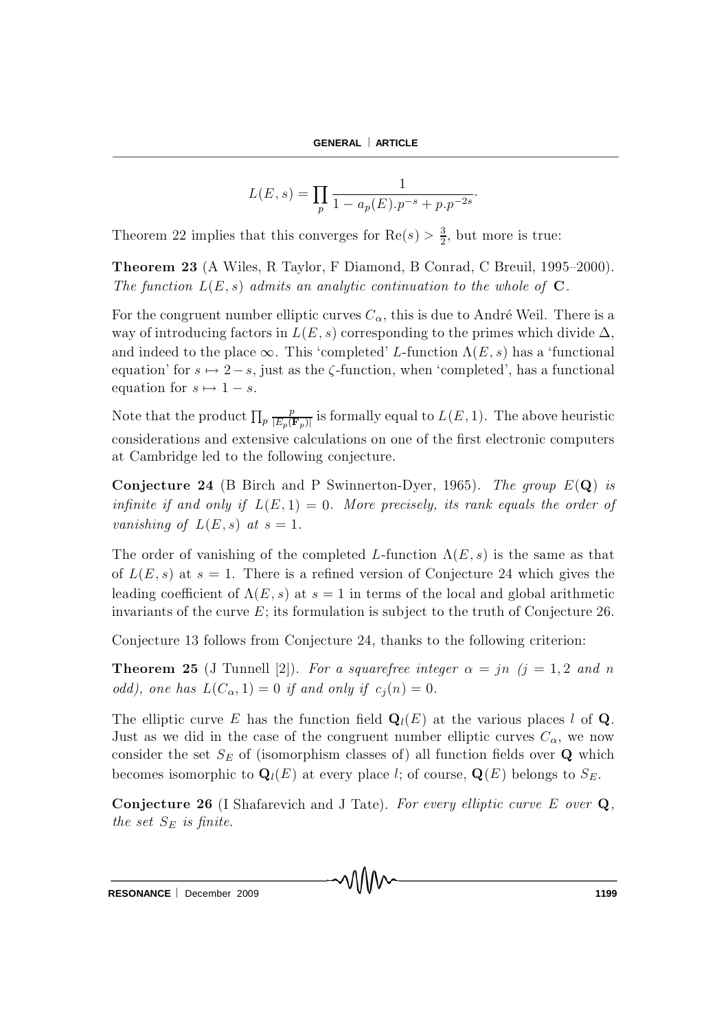$$L(E, s) = \prod_p \frac{1}{1 - a_p(E).p^{-s} + p.p^{-2s}}.$$

Theorem 22 implies that this converges for $\mathrm{Re}(s) > \frac{3}{2}$, but more is true:

**Theorem 23** (A Wiles, R Taylor, F Diamond, B Conrad, C Breuil, 1995–2000). *The function $L(E, s)$ admits an analytic continuation to the whole of* $\mathbf{C}$.

For the congruent number elliptic curves $C_\alpha$, this is due to André Weil. There is a way of introducing factors in $L(E, s)$ corresponding to the primes which divide $\Delta$, and indeed to the place $\infty$. This 'completed' $L$-function $\Lambda(E, s)$ has a 'functional equation' for $s \mapsto 2 - s$, just as the $\zeta$-function, when 'completed', has a functional equation for $s \mapsto 1 - s$.

Note that the product $\prod_p \frac{p}{|E_p(\mathbf{F}_p)|}$ is formally equal to $L(E, 1)$. The above heuristic considerations and extensive calculations on one of the first electronic computers at Cambridge led to the following conjecture.

**Conjecture 24** (B Birch and P Swinnerton-Dyer, 1965). *The group $E(\mathbf{Q})$ is infinite if and only if $L(E, 1) = 0$. More precisely, its rank equals the order of vanishing of $L(E, s)$ at $s = 1$.*

The order of vanishing of the completed $L$-function $\Lambda(E, s)$ is the same as that of $L(E, s)$ at $s = 1$. There is a refined version of Conjecture 24 which gives the leading coefficient of $\Lambda(E, s)$ at $s = 1$ in terms of the local and global arithmetic invariants of the curve $E$; its formulation is subject to the truth of Conjecture 26.

Conjecture 13 follows from Conjecture 24, thanks to the following criterion:

**Theorem 25** (J Tunnell [2]). *For a squarefree integer $\alpha = jn$ ($j = 1, 2$ and $n$ odd), one has $L(C_\alpha, 1) = 0$ if and only if $c_j(n) = 0$.*

The elliptic curve $E$ has the function field $\mathbf{Q}_l(E)$ at the various places $l$ of $\mathbf{Q}$. Just as we did in the case of the congruent number elliptic curves $C_\alpha$, we now consider the set $S_E$ of (isomorphism classes of) all function fields over $\mathbf{Q}$ which becomes isomorphic to $\mathbf{Q}_l(E)$ at every place $l$; of course, $\mathbf{Q}(E)$ belongs to $S_E$.

**Conjecture 26** (I Shafarevich and J Tate). *For every elliptic curve $E$ over $\mathbf{Q}$, the set $S_E$ is finite.*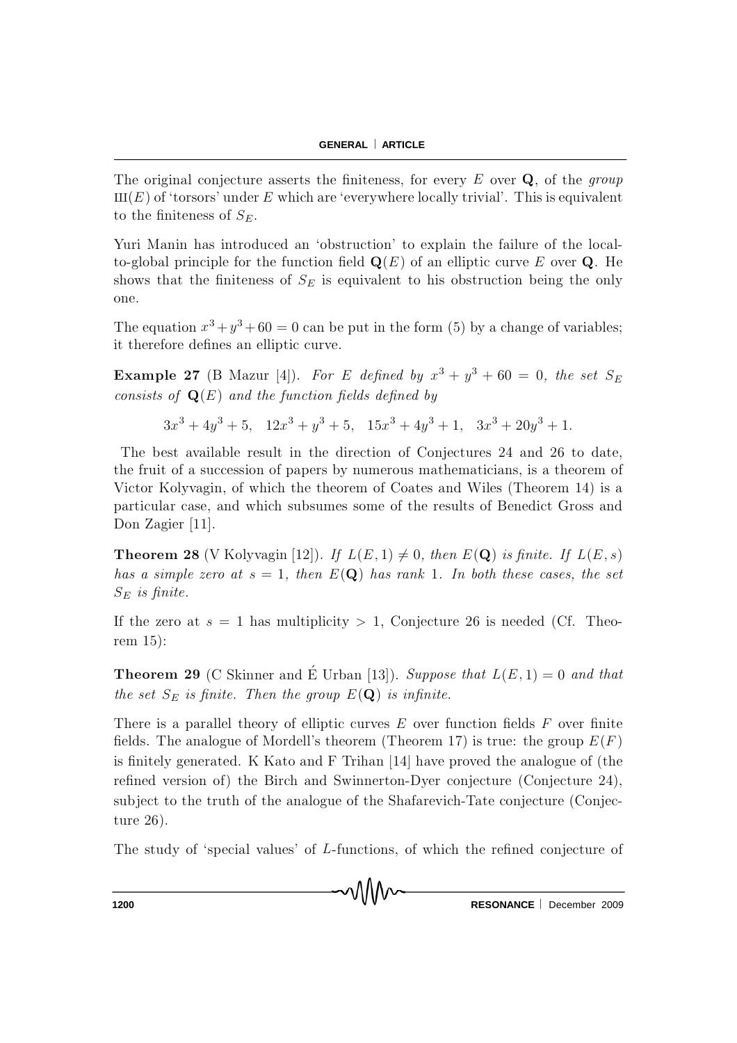The original conjecture asserts the finiteness, for every $E$ over $\mathbf{Q}$, of the *group* $\text{Ш}(E)$ of 'torsors' under $E$ which are 'everywhere locally trivial'. This is equivalent to the finiteness of $S_E$.

Yuri Manin has introduced an 'obstruction' to explain the failure of the local-to-global principle for the function field $\mathbf{Q}(E)$ of an elliptic curve $E$ over $\mathbf{Q}$. He shows that the finiteness of $S_E$ is equivalent to his obstruction being the only one.

The equation $x^3 + y^3 + 60 = 0$ can be put in the form (5) by a change of variables; it therefore defines an elliptic curve.

**Example 27** (B Mazur [4]). *For $E$ defined by $x^3 + y^3 + 60 = 0$, the set $S_E$ consists of $\mathbf{Q}(E)$ and the function fields defined by*

$$3x^3 + 4y^3 + 5, \quad 12x^3 + y^3 + 5, \quad 15x^3 + 4y^3 + 1, \quad 3x^3 + 20y^3 + 1.$$

The best available result in the direction of Conjectures 24 and 26 to date, the fruit of a succession of papers by numerous mathematicians, is a theorem of Victor Kolyvagin, of which the theorem of Coates and Wiles (Theorem 14) is a particular case, and which subsumes some of the results of Benedict Gross and Don Zagier [11].

**Theorem 28** (V Kolyvagin [12]). *If $L(E, 1) \neq 0$, then $E(\mathbf{Q})$ is finite. If $L(E, s)$ has a simple zero at $s = 1$, then $E(\mathbf{Q})$ has rank 1. In both these cases, the set $S_E$ is finite.*

If the zero at $s = 1$ has multiplicity $> 1$, Conjecture 26 is needed (Cf. Theorem 15):

**Theorem 29** (C Skinner and É Urban [13]). *Suppose that $L(E, 1) = 0$ and that the set $S_E$ is finite. Then the group $E(\mathbf{Q})$ is infinite.*

There is a parallel theory of elliptic curves $E$ over function fields $F$ over finite fields. The analogue of Mordell's theorem (Theorem 17) is true: the group $E(F)$ is finitely generated. K Kato and F Trihan [14] have proved the analogue of (the refined version of) the Birch and Swinnerton-Dyer conjecture (Conjecture 24), subject to the truth of the analogue of the Shafarevich-Tate conjecture (Conjecture 26).

The study of 'special values' of $L$-functions, of which the refined conjecture of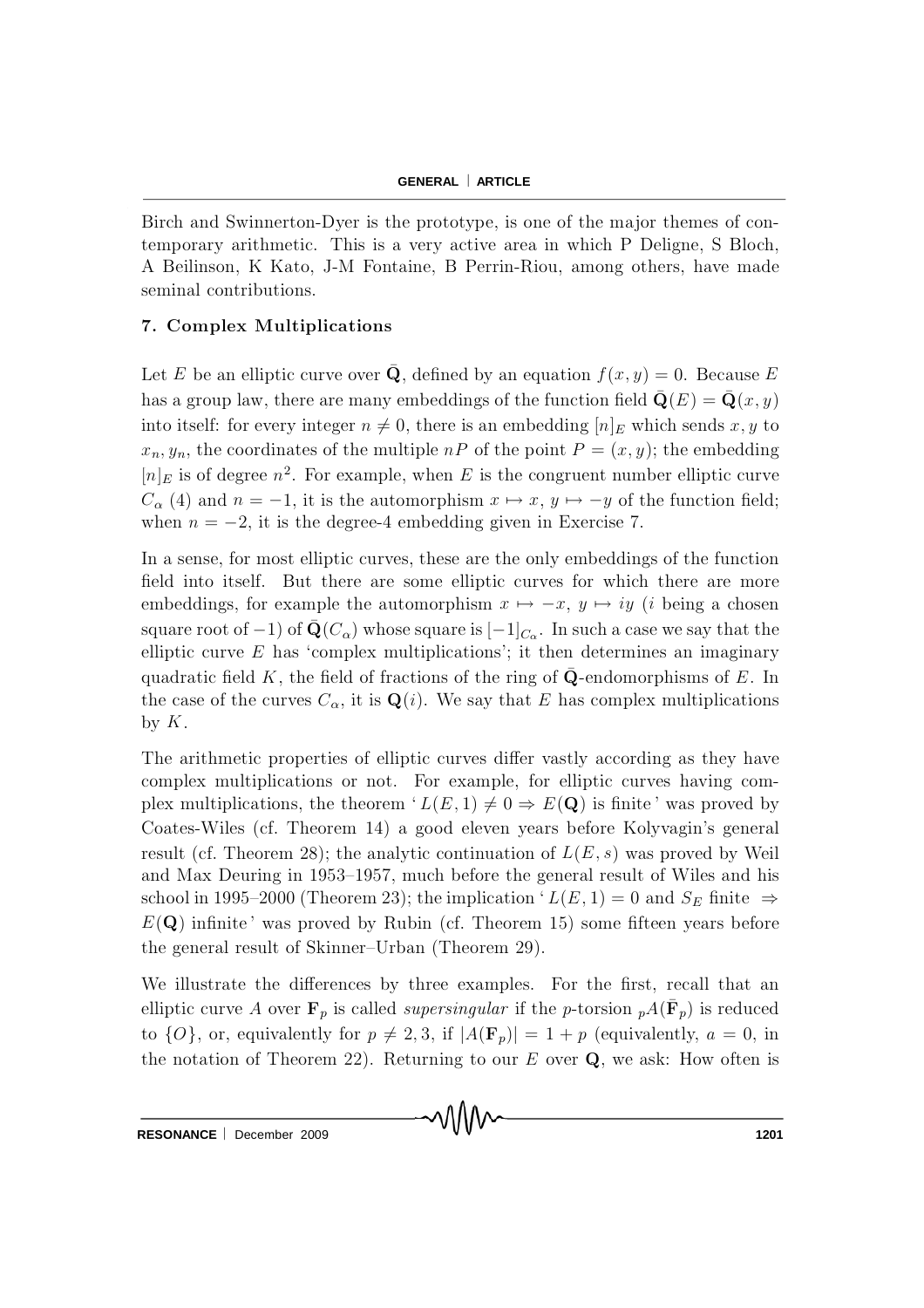Birch and Swinnerton-Dyer is the prototype, is one of the major themes of contemporary arithmetic. This is a very active area in which P Deligne, S Bloch, A Beilinson, K Kato, J-M Fontaine, B Perrin-Riou, among others, have made seminal contributions.

## 7. Complex Multiplications

Let $E$ be an elliptic curve over $\bar{\mathbf{Q}}$, defined by an equation $f(x, y) = 0$. Because $E$ has a group law, there are many embeddings of the function field $\bar{\mathbf{Q}}(E) = \bar{\mathbf{Q}}(x, y)$ into itself: for every integer $n \neq 0$, there is an embedding $[n]_E$ which sends $x, y$ to $x_n, y_n$, the coordinates of the multiple $nP$ of the point $P = (x, y)$; the embedding $[n]_E$ is of degree $n^2$. For example, when $E$ is the congruent number elliptic curve $C_\alpha$ (4) and $n = -1$, it is the automorphism $x \mapsto x$, $y \mapsto -y$ of the function field; when $n = -2$, it is the degree-4 embedding given in Exercise 7.

In a sense, for most elliptic curves, these are the only embeddings of the function field into itself. But there are some elliptic curves for which there are more embeddings, for example the automorphism $x \mapsto -x$, $y \mapsto iy$ ($i$ being a chosen square root of $-1$) of $\bar{\mathbf{Q}}(C_\alpha)$ whose square is $[-1]_{C_\alpha}$. In such a case we say that the elliptic curve $E$ has 'complex multiplications'; it then determines an imaginary quadratic field $K$, the field of fractions of the ring of $\bar{\mathbf{Q}}$-endomorphisms of $E$. In the case of the curves $C_\alpha$, it is $\mathbf{Q}(i)$. We say that $E$ has complex multiplications by $K$.

The arithmetic properties of elliptic curves differ vastly according as they have complex multiplications or not. For example, for elliptic curves having complex multiplications, the theorem '*$L(E, 1) \neq 0 \Rightarrow E(\mathbf{Q})$ is finite*' was proved by Coates-Wiles (cf. Theorem 14) a good eleven years before Kolyvagin's general result (cf. Theorem 28); the analytic continuation of $L(E, s)$ was proved by Weil and Max Deuring in 1953–1957, much before the general result of Wiles and his school in 1995–2000 (Theorem 23); the implication '*$L(E, 1) = 0$ and $S_E$ finite $\Rightarrow E(\mathbf{Q})$ infinite*' was proved by Rubin (cf. Theorem 15) some fifteen years before the general result of Skinner–Urban (Theorem 29).

We illustrate the differences by three examples. For the first, recall that an elliptic curve $A$ over $\mathbf{F}_p$ is called *supersingular* if the $p$-torsion ${}_pA(\bar{\mathbf{F}}_p)$ is reduced to $\{O\}$, or, equivalently for $p \neq 2, 3$, if $|A(\mathbf{F}_p)| = 1 + p$ (equivalently, $a = 0$, in the notation of Theorem 22). Returning to our $E$ over $\mathbf{Q}$, we ask: How often is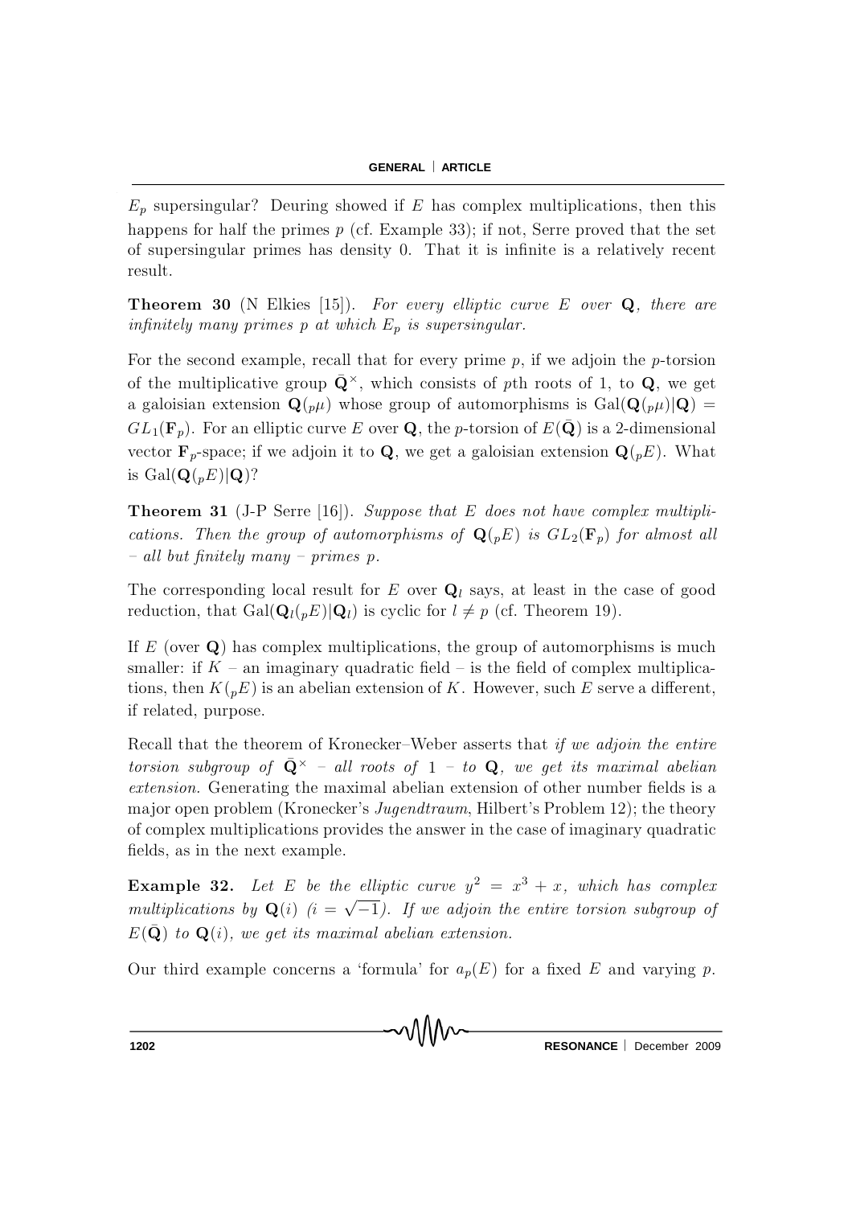$E_p$ supersingular? Deuring showed if $E$ has complex multiplications, then this happens for half the primes $p$ (cf. Example 33); if not, Serre proved that the set of supersingular primes has density 0. That it is infinite is a relatively recent result.

**Theorem 30** (N Elkies [15]). *For every elliptic curve $E$ over $\mathbf{Q}$, there are infinitely many primes $p$ at which $E_p$ is supersingular.*

For the second example, recall that for every prime $p$, if we adjoin the $p$-torsion of the multiplicative group $\bar{\mathbf{Q}}^{\times}$, which consists of $p$th roots of 1, to $\mathbf{Q}$, we get a galoisian extension $\mathbf{Q}({}_p\mu)$ whose group of automorphisms is $\mathrm{Gal}(\mathbf{Q}({}_p\mu)|\mathbf{Q}) = GL_1(\mathbf{F}_p)$. For an elliptic curve $E$ over $\mathbf{Q}$, the $p$-torsion of $E(\bar{\mathbf{Q}})$ is a 2-dimensional vector $\mathbf{F}_p$-space; if we adjoin it to $\mathbf{Q}$, we get a galoisian extension $\mathbf{Q}({}_pE)$. What is $\mathrm{Gal}(\mathbf{Q}({}_pE)|\mathbf{Q})$?

**Theorem 31** (J-P Serre [16]). *Suppose that $E$ does not have complex multiplications. Then the group of automorphisms of $\mathbf{Q}({}_pE)$ is $GL_2(\mathbf{F}_p)$ for almost all – all but finitely many – primes $p$.*

The corresponding local result for $E$ over $\mathbf{Q}_l$ says, at least in the case of good reduction, that $\mathrm{Gal}(\mathbf{Q}_l({}_pE)|\mathbf{Q}_l)$ is cyclic for $l \neq p$ (cf. Theorem 19).

If $E$ (over $\mathbf{Q}$) has complex multiplications, the group of automorphisms is much smaller: if $K$ – an imaginary quadratic field – is the field of complex multiplications, then $K({}_pE)$ is an abelian extension of $K$. However, such $E$ serve a different, if related, purpose.

Recall that the theorem of Kronecker–Weber asserts that *if we adjoin the entire torsion subgroup of $\bar{\mathbf{Q}}^{\times}$ – all roots of 1 – to $\mathbf{Q}$, we get its maximal abelian extension.* Generating the maximal abelian extension of other number fields is a major open problem (Kronecker's *Jugendtraum*, Hilbert's Problem 12); the theory of complex multiplications provides the answer in the case of imaginary quadratic fields, as in the next example.

**Example 32.** *Let $E$ be the elliptic curve $y^2 = x^3 + x$, which has complex multiplications by $\mathbf{Q}(i)$ ($i = \sqrt{-1}$). If we adjoin the entire torsion subgroup of $E(\bar{\mathbf{Q}})$ to $\mathbf{Q}(i)$, we get its maximal abelian extension.*

Our third example concerns a 'formula' for $a_p(E)$ for a fixed $E$ and varying $p$.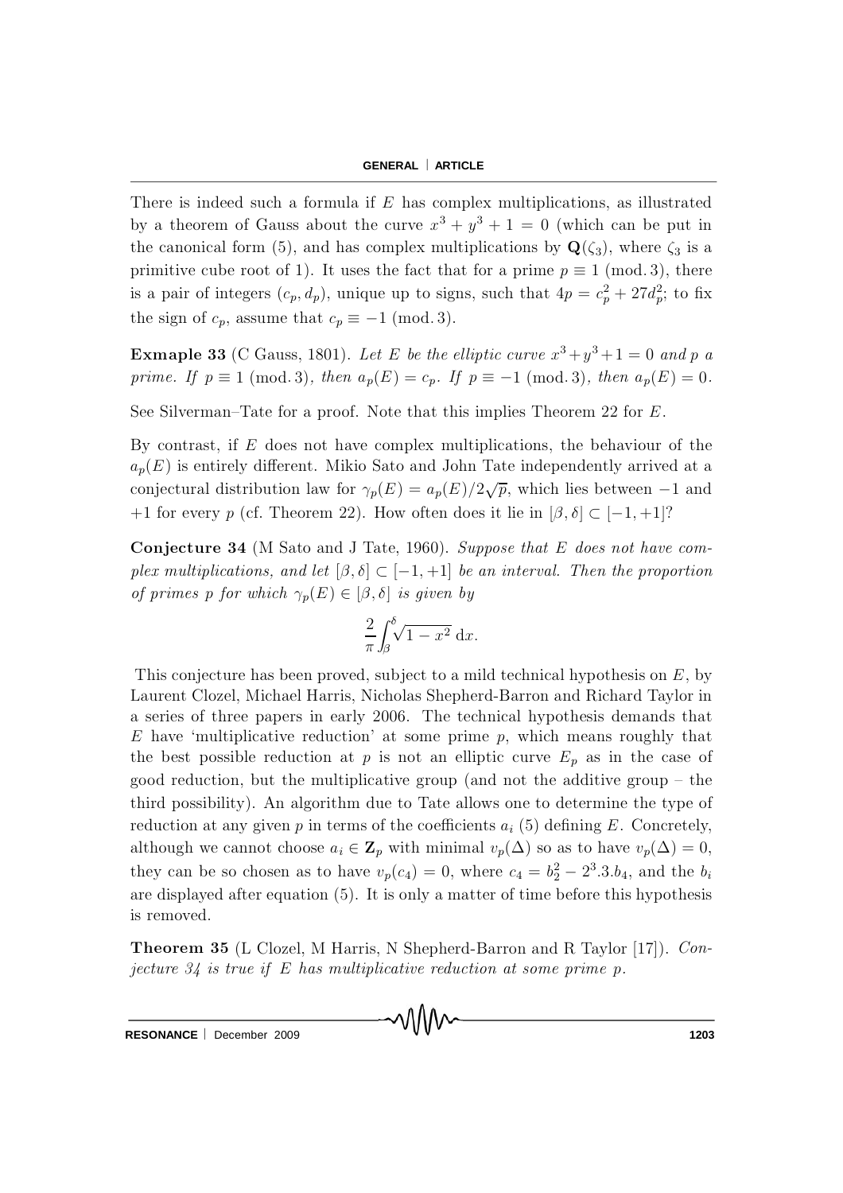There is indeed such a formula if $E$ has complex multiplications, as illustrated by a theorem of Gauss about the curve $x^3 + y^3 + 1 = 0$ (which can be put in the canonical form (5), and has complex multiplications by $\mathbf{Q}(\zeta_3)$, where $\zeta_3$ is a primitive cube root of 1). It uses the fact that for a prime $p \equiv 1 \pmod{3}$, there is a pair of integers $(c_p, d_p)$, unique up to signs, such that $4p = c_p^2 + 27d_p^2$; to fix the sign of $c_p$, assume that $c_p \equiv -1 \pmod{3}$.

**Exmaple 33** (C Gauss, 1801). *Let $E$ be the elliptic curve $x^3+y^3+1 = 0$ and $p$ a prime. If $p \equiv 1 \pmod{3}$, then $a_p(E) = c_p$. If $p \equiv -1 \pmod{3}$, then $a_p(E) = 0$.*

See Silverman–Tate for a proof. Note that this implies Theorem 22 for $E$.

By contrast, if $E$ does not have complex multiplications, the behaviour of the $a_p(E)$ is entirely different. Mikio Sato and John Tate independently arrived at a conjectural distribution law for $\gamma_p(E) = a_p(E)/2\sqrt{p}$, which lies between $-1$ and $+1$ for every $p$ (cf. Theorem 22). How often does it lie in $[\beta, \delta] \subset [-1, +1]$?

**Conjecture 34** (M Sato and J Tate, 1960). *Suppose that $E$ does not have complex multiplications, and let $[\beta, \delta] \subset [-1, +1]$ be an interval. Then the proportion of primes $p$ for which $\gamma_p(E) \in [\beta, \delta]$ is given by*

$$\frac{2}{\pi}\int_{\beta}^{\delta}\sqrt{1 - x^2}\,\mathrm{d}x.$$

This conjecture has been proved, subject to a mild technical hypothesis on $E$, by Laurent Clozel, Michael Harris, Nicholas Shepherd-Barron and Richard Taylor in a series of three papers in early 2006. The technical hypothesis demands that $E$ have 'multiplicative reduction' at some prime $p$, which means roughly that the best possible reduction at $p$ is not an elliptic curve $E_p$ as in the case of good reduction, but the multiplicative group (and not the additive group – the third possibility). An algorithm due to Tate allows one to determine the type of reduction at any given $p$ in terms of the coefficients $a_i$ (5) defining $E$. Concretely, although we cannot choose $a_i \in \mathbf{Z}_p$ with minimal $v_p(\Delta)$ so as to have $v_p(\Delta) = 0$, they can be so chosen as to have $v_p(c_4) = 0$, where $c_4 = b_2^2 - 2^3.3.b_4$, and the $b_i$ are displayed after equation (5). It is only a matter of time before this hypothesis is removed.

**Theorem 35** (L Clozel, M Harris, N Shepherd-Barron and R Taylor [17]). *Conjecture 34 is true if $E$ has multiplicative reduction at some prime $p$.*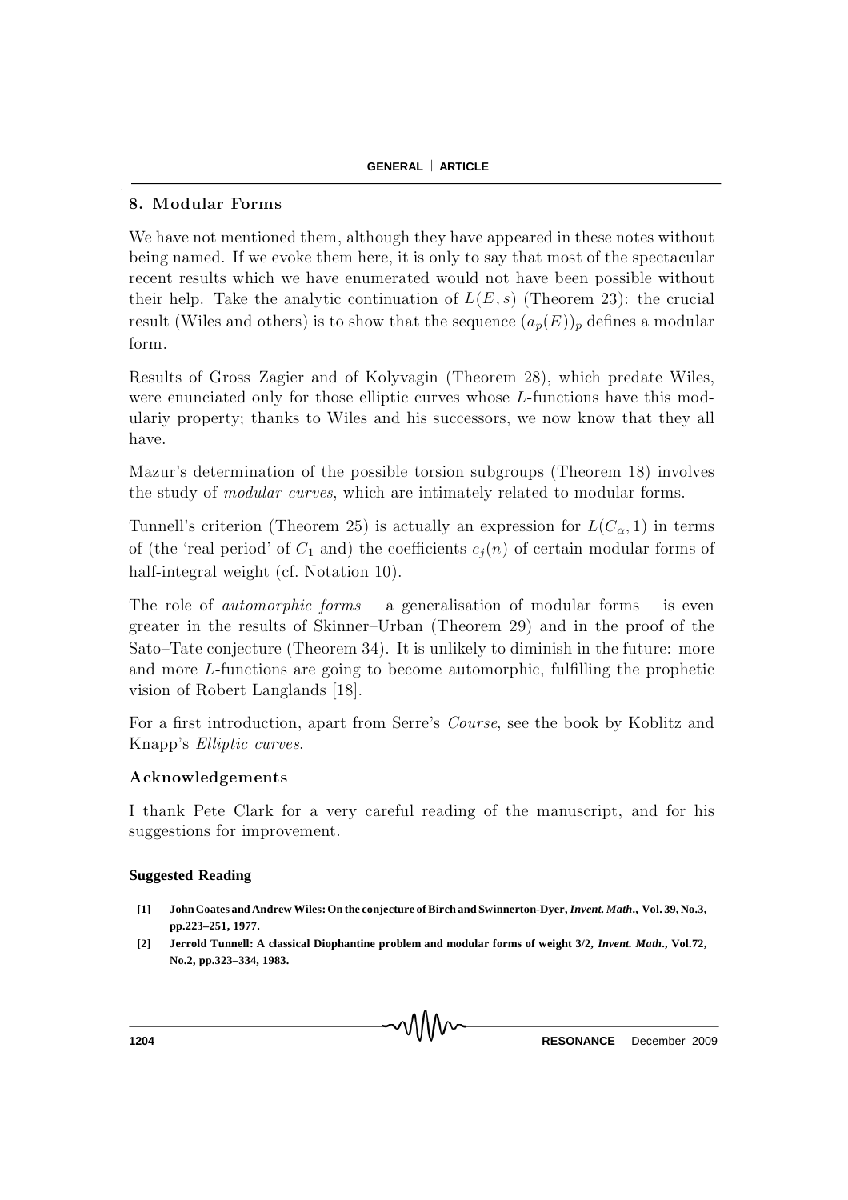## 8. Modular Forms

We have not mentioned them, although they have appeared in these notes without being named. If we evoke them here, it is only to say that most of the spectacular recent results which we have enumerated would not have been possible without their help. Take the analytic continuation of $L(E, s)$ (Theorem 23): the crucial result (Wiles and others) is to show that the sequence $(a_p(E))_p$ defines a modular form.

Results of Gross–Zagier and of Kolyvagin (Theorem 28), which predate Wiles, were enunciated only for those elliptic curves whose $L$-functions have this modulariy property; thanks to Wiles and his successors, we now know that they all have.

Mazur's determination of the possible torsion subgroups (Theorem 18) involves the study of *modular curves*, which are intimately related to modular forms.

Tunnell's criterion (Theorem 25) is actually an expression for $L(C_\alpha, 1)$ in terms of (the 'real period' of $C_1$ and) the coefficients $c_j(n)$ of certain modular forms of half-integral weight (cf. Notation 10).

The role of *automorphic forms* – a generalisation of modular forms – is even greater in the results of Skinner–Urban (Theorem 29) and in the proof of the Sato–Tate conjecture (Theorem 34). It is unlikely to diminish in the future: more and more $L$-functions are going to become automorphic, fulfilling the prophetic vision of Robert Langlands [18].

For a first introduction, apart from Serre's *Course*, see the book by Koblitz and Knapp's *Elliptic curves*.

## Acknowledgements

I thank Pete Clark for a very careful reading of the manuscript, and for his suggestions for improvement.

### Suggested Reading

**[1] John Coates and Andrew Wiles: On the conjecture of Birch and Swinnerton-Dyer, *Invent. Math*., Vol. 39, No.3, pp.223–251, 1977.**

**[2] Jerrold Tunnell: A classical Diophantine problem and modular forms of weight 3/2, *Invent. Math*., Vol.72, No.2, pp.323–334, 1983.**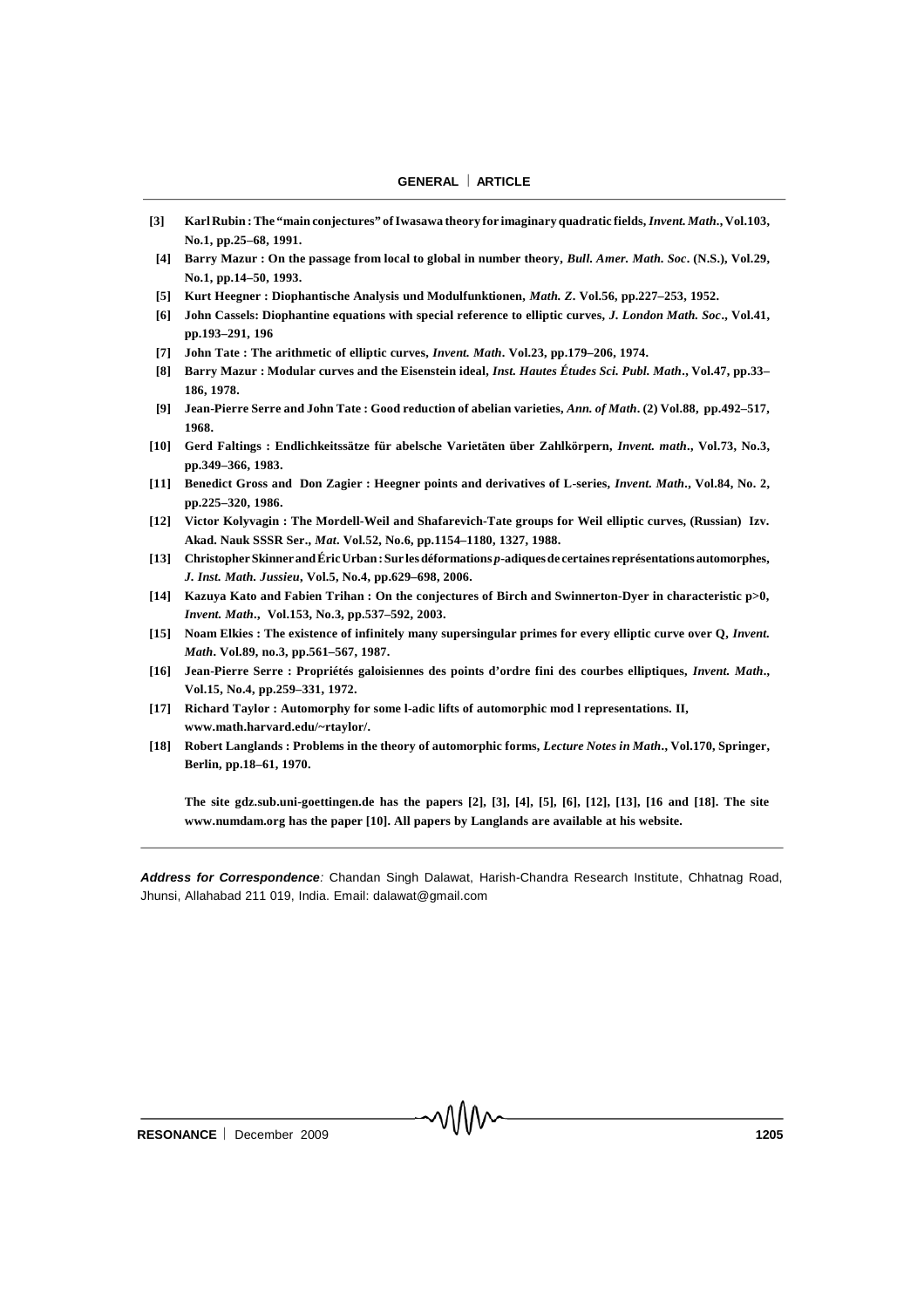**[3]** **Karl Rubin : The "main conjectures" of Iwasawa theory for imaginary quadratic fields,** ***Invent. Math*****., Vol.103, No.1, pp.25–68, 1991.**

**[4]** **Barry Mazur : On the passage from local to global in number theory,** ***Bull. Amer. Math. Soc*****. (N.S.), Vol.29, No.1, pp.14–50, 1993.**

**[5]** **Kurt Heegner : Diophantische Analysis und Modulfunktionen,** ***Math. Z*****. Vol.56, pp.227–253, 1952.**

**[6]** **John Cassels: Diophantine equations with special reference to elliptic curves,** ***J. London Math. Soc*****., Vol.41, pp.193–291, 196**

**[7]** **John Tate : The arithmetic of elliptic curves,** ***Invent. Math*****. Vol.23, pp.179–206, 1974.**

**[8]** **Barry Mazur : Modular curves and the Eisenstein ideal,** ***Inst. Hautes Études Sci. Publ. Math*****., Vol.47, pp.33–186, 1978.**

**[9]** **Jean-Pierre Serre and John Tate : Good reduction of abelian varieties,** ***Ann. of Math*****. (2) Vol.88, pp.492–517, 1968.**

**[10]** **Gerd Faltings : Endlichkeitssätze für abelsche Varietäten über Zahlkörpern,** ***Invent. math*****., Vol.73, No.3, pp.349–366, 1983.**

**[11]** **Benedict Gross and Don Zagier : Heegner points and derivatives of L-series,** ***Invent. Math*****., Vol.84, No. 2, pp.225–320, 1986.**

**[12]** **Victor Kolyvagin : The Mordell-Weil and Shafarevich-Tate groups for Weil elliptic curves, (Russian) Izv. Akad. Nauk SSSR Ser.,** ***Mat*****. Vol.52, No.6, pp.1154–1180, 1327, 1988.**

**[13]** **Christopher Skinner and Éric Urban : Sur les déformations** ***p*****-adiques de certaines représentations automorphes,** ***J. Inst. Math. Jussieu*****, Vol.5, No.4, pp.629–698, 2006.**

**[14]** **Kazuya Kato and Fabien Trihan : On the conjectures of Birch and Swinnerton-Dyer in characteristic p>0,** ***Invent. Math*****., Vol.153, No.3, pp.537–592, 2003.**

**[15]** **Noam Elkies : The existence of infinitely many supersingular primes for every elliptic curve over Q,** ***Invent. Math*****. Vol.89, no.3, pp.561–567, 1987.**

**[16]** **Jean-Pierre Serre : Propriétés galoisiennes des points d'ordre fini des courbes elliptiques,** ***Invent. Math*****., Vol.15, No.4, pp.259–331, 1972.**

**[17]** **Richard Taylor : Automorphy for some l-adic lifts of automorphic mod l representations. II, www.math.harvard.edu/~rtaylor/.**

**[18]** **Robert Langlands : Problems in the theory of automorphic forms,** ***Lecture Notes in Math*****., Vol.170, Springer, Berlin, pp.18–61, 1970.**

**The site gdz.sub.uni-goettingen.de has the papers [2], [3], [4], [5], [6], [12], [13], [16 and [18]. The site www.numdam.org has the paper [10]. All papers by Langlands are available at his website.**

***Address for Correspondence:*** Chandan Singh Dalawat, Harish-Chandra Research Institute, Chhatnag Road, Jhunsi, Allahabad 211 019, India. Email: dalawat@gmail.com